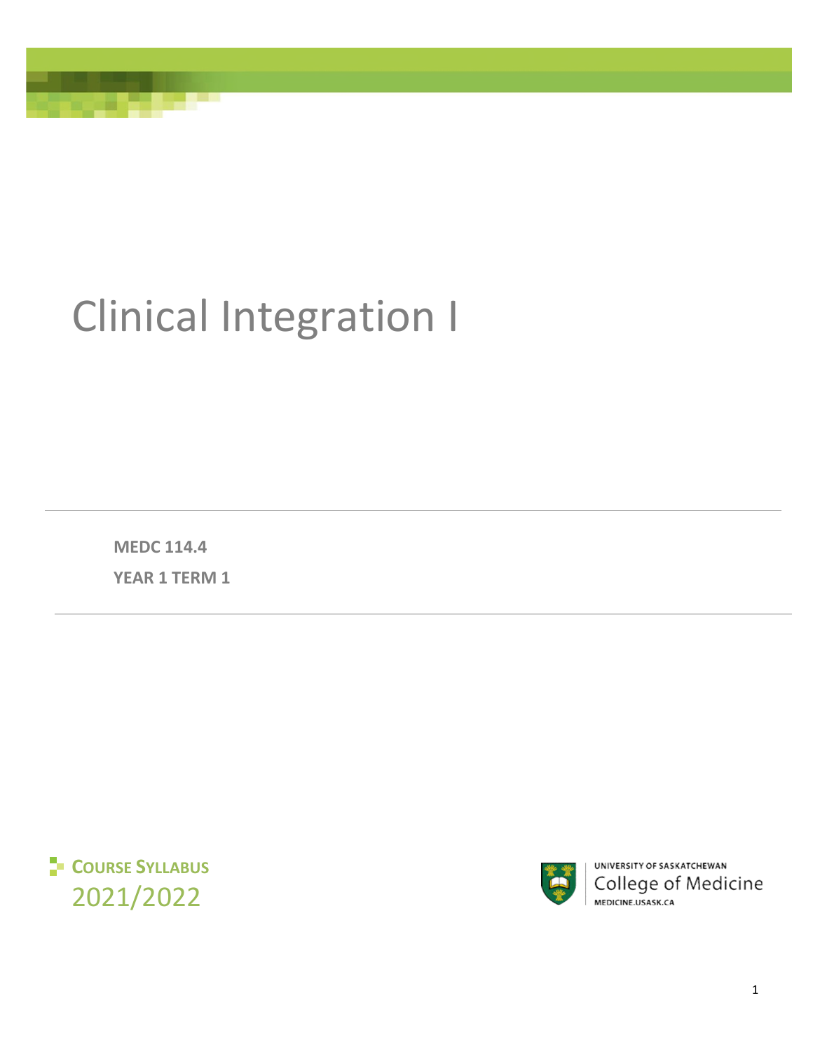# Clinical Integration I

**MEDC 114.4**

**YEAR 1 TERM 1**

**COURSE SYLLABUS**

2021/2022

UNIVERSITY OF SASKATCHEWAN
College of Medicine
MEDICINE.USASK.CA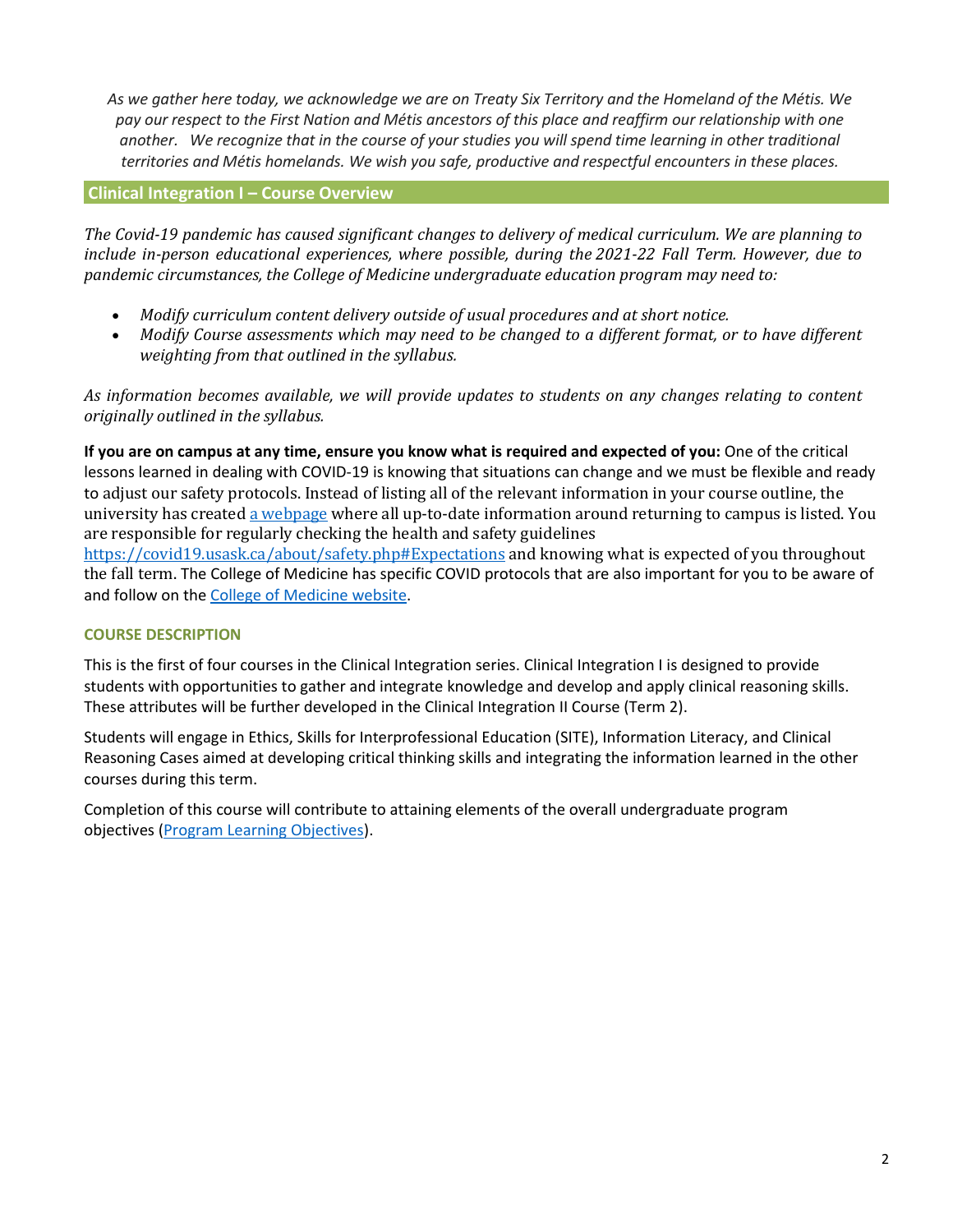*As we gather here today, we acknowledge we are on Treaty Six Territory and the Homeland of the Métis. We pay our respect to the First Nation and Métis ancestors of this place and reaffirm our relationship with one another. We recognize that in the course of your studies you will spend time learning in other traditional territories and Métis homelands. We wish you safe, productive and respectful encounters in these places.*

## Clinical Integration I – Course Overview

*The Covid-19 pandemic has caused significant changes to delivery of medical curriculum. We are planning to include in-person educational experiences, where possible, during the 2021-22 Fall Term. However, due to pandemic circumstances, the College of Medicine undergraduate education program may need to:*

- *Modify curriculum content delivery outside of usual procedures and at short notice.*
- *Modify Course assessments which may need to be changed to a different format, or to have different weighting from that outlined in the syllabus.*

*As information becomes available, we will provide updates to students on any changes relating to content originally outlined in the syllabus.*

**If you are on campus at any time, ensure you know what is required and expected of you:** One of the critical lessons learned in dealing with COVID-19 is knowing that situations can change and we must be flexible and ready to adjust our safety protocols. Instead of listing all of the relevant information in your course outline, the university has created a webpage where all up-to-date information around returning to campus is listed. You are responsible for regularly checking the health and safety guidelines https://covid19.usask.ca/about/safety.php#Expectations and knowing what is expected of you throughout the fall term. The College of Medicine has specific COVID protocols that are also important for you to be aware of and follow on the College of Medicine website.

### COURSE DESCRIPTION

This is the first of four courses in the Clinical Integration series. Clinical Integration I is designed to provide students with opportunities to gather and integrate knowledge and develop and apply clinical reasoning skills. These attributes will be further developed in the Clinical Integration II Course (Term 2).

Students will engage in Ethics, Skills for Interprofessional Education (SITE), Information Literacy, and Clinical Reasoning Cases aimed at developing critical thinking skills and integrating the information learned in the other courses during this term.

Completion of this course will contribute to attaining elements of the overall undergraduate program objectives (Program Learning Objectives).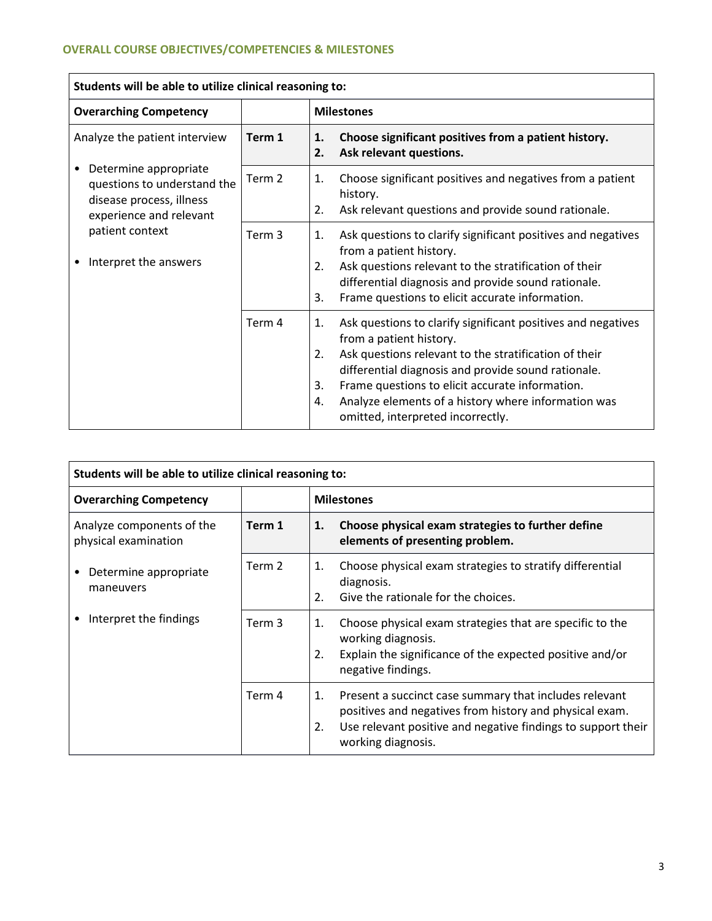## OVERALL COURSE OBJECTIVES/COMPETENCIES & MILESTONES

| **Students will be able to utilize clinical reasoning to:** | | |
|---|---|---|
| **Overarching Competency** | | **Milestones** |
| Analyze the patient interview<br><br>• Determine appropriate questions to understand the disease process, illness experience and relevant patient context<br><br>• Interpret the answers | **Term 1** | **1. Choose significant positives from a patient history.**<br>**2. Ask relevant questions.** |
| | Term 2 | 1. Choose significant positives and negatives from a patient history.<br>2. Ask relevant questions and provide sound rationale. |
| | Term 3 | 1. Ask questions to clarify significant positives and negatives from a patient history.<br>2. Ask questions relevant to the stratification of their differential diagnosis and provide sound rationale.<br>3. Frame questions to elicit accurate information. |
| | Term 4 | 1. Ask questions to clarify significant positives and negatives from a patient history.<br>2. Ask questions relevant to the stratification of their differential diagnosis and provide sound rationale.<br>3. Frame questions to elicit accurate information.<br>4. Analyze elements of a history where information was omitted, interpreted incorrectly. |

| **Students will be able to utilize clinical reasoning to:** | | |
|---|---|---|
| **Overarching Competency** | | **Milestones** |
| Analyze components of the physical examination<br><br>• Determine appropriate maneuvers<br><br>• Interpret the findings | **Term 1** | **1. Choose physical exam strategies to further define elements of presenting problem.** |
| | Term 2 | 1. Choose physical exam strategies to stratify differential diagnosis.<br>2. Give the rationale for the choices. |
| | Term 3 | 1. Choose physical exam strategies that are specific to the working diagnosis.<br>2. Explain the significance of the expected positive and/or negative findings. |
| | Term 4 | 1. Present a succinct case summary that includes relevant positives and negatives from history and physical exam.<br>2. Use relevant positive and negative findings to support their working diagnosis. |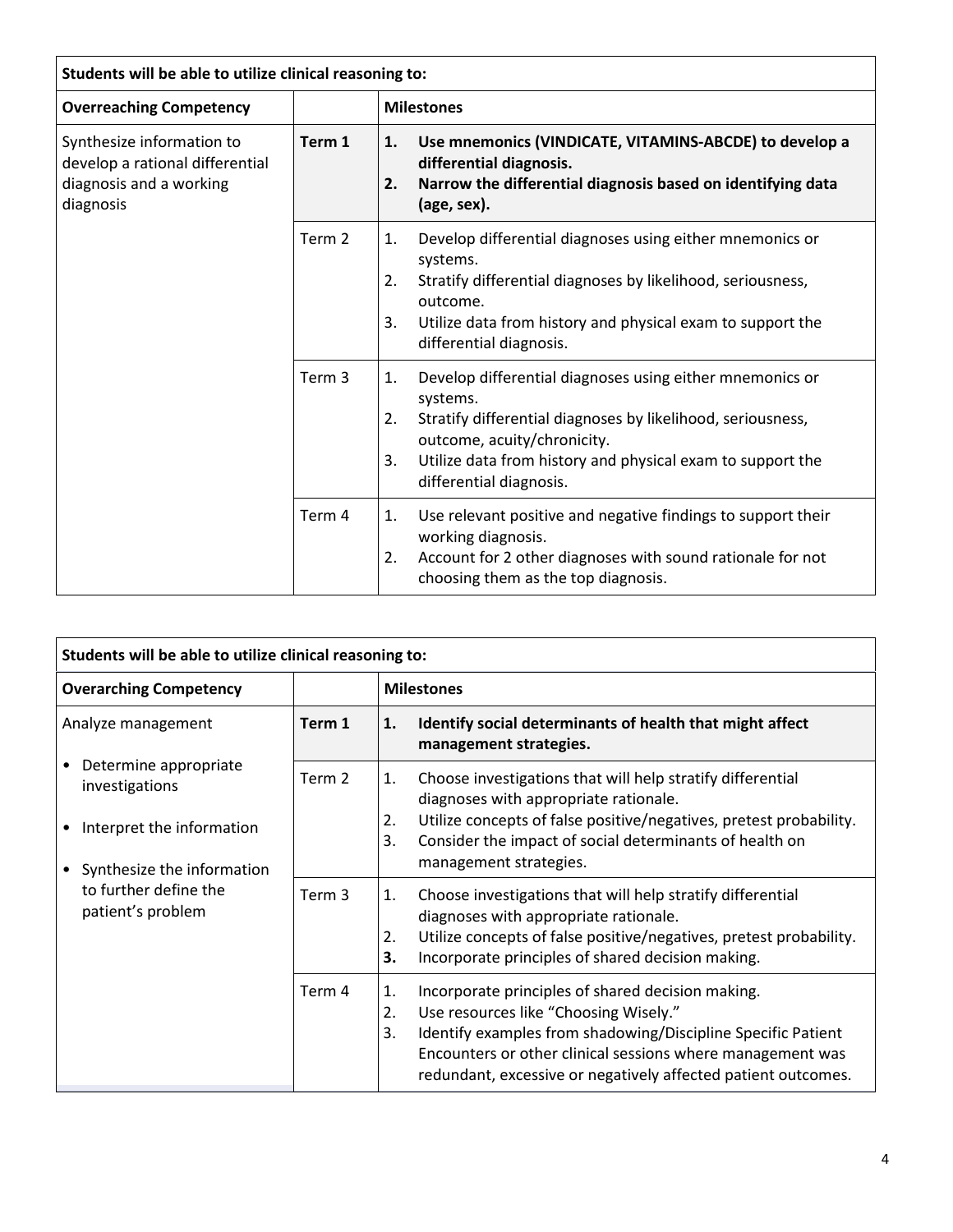| **Students will be able to utilize clinical reasoning to:** | | |
|---|---|---|
| **Overreaching Competency** | | **Milestones** |
| Synthesize information to develop a rational differential diagnosis and a working diagnosis | **Term 1** | **1. Use mnemonics (VINDICATE, VITAMINS-ABCDE) to develop a differential diagnosis.**<br>**2. Narrow the differential diagnosis based on identifying data (age, sex).** |
| | Term 2 | 1. Develop differential diagnoses using either mnemonics or systems.<br>2. Stratify differential diagnoses by likelihood, seriousness, outcome.<br>3. Utilize data from history and physical exam to support the differential diagnosis. |
| | Term 3 | 1. Develop differential diagnoses using either mnemonics or systems.<br>2. Stratify differential diagnoses by likelihood, seriousness, outcome, acuity/chronicity.<br>3. Utilize data from history and physical exam to support the differential diagnosis. |
| | Term 4 | 1. Use relevant positive and negative findings to support their working diagnosis.<br>2. Account for 2 other diagnoses with sound rationale for not choosing them as the top diagnosis. |

| **Students will be able to utilize clinical reasoning to:** | | |
|---|---|---|
| **Overarching Competency** | | **Milestones** |
| Analyze management<br>• Determine appropriate investigations<br>• Interpret the information<br>• Synthesize the information to further define the patient's problem | **Term 1** | **1. Identify social determinants of health that might affect management strategies.** |
| | Term 2 | 1. Choose investigations that will help stratify differential diagnoses with appropriate rationale.<br>2. Utilize concepts of false positive/negatives, pretest probability.<br>3. Consider the impact of social determinants of health on management strategies. |
| | Term 3 | 1. Choose investigations that will help stratify differential diagnoses with appropriate rationale.<br>2. Utilize concepts of false positive/negatives, pretest probability.<br>**3.** Incorporate principles of shared decision making. |
| | Term 4 | 1. Incorporate principles of shared decision making.<br>2. Use resources like "Choosing Wisely."<br>3. Identify examples from shadowing/Discipline Specific Patient Encounters or other clinical sessions where management was redundant, excessive or negatively affected patient outcomes. |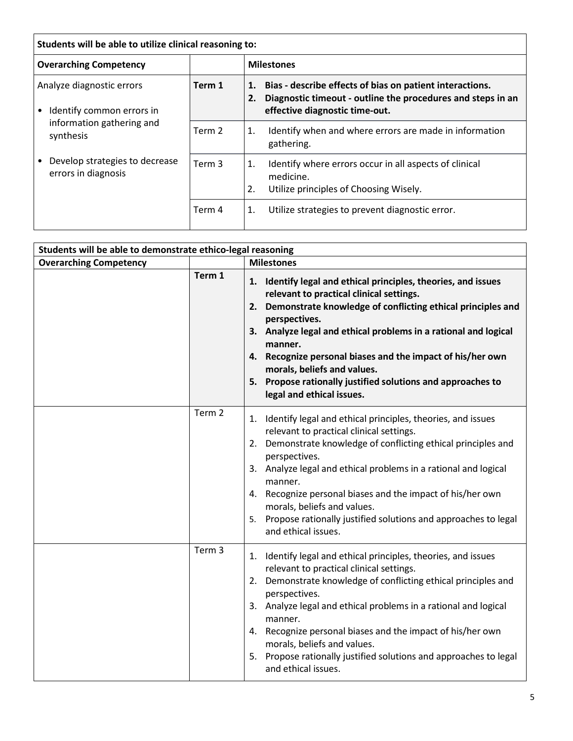| Students will be able to utilize clinical reasoning to: | | |
|---|---|---|
| **Overarching Competency** | | **Milestones** |
| Analyze diagnostic errors<br>• Identify common errors in information gathering and synthesis<br>• Develop strategies to decrease errors in diagnosis | **Term 1** | **1. Bias - describe effects of bias on patient interactions.**<br>**2. Diagnostic timeout - outline the procedures and steps in an effective diagnostic time-out.** |
| | Term 2 | 1. Identify when and where errors are made in information gathering. |
| | Term 3 | 1. Identify where errors occur in all aspects of clinical medicine.<br>2. Utilize principles of Choosing Wisely. |
| | Term 4 | 1. Utilize strategies to prevent diagnostic error. |

| Students will be able to demonstrate ethico-legal reasoning | | |
|---|---|---|
| **Overarching Competency** | | **Milestones** |
| | **Term 1** | **1. Identify legal and ethical principles, theories, and issues relevant to practical clinical settings.**<br>**2. Demonstrate knowledge of conflicting ethical principles and perspectives.**<br>**3. Analyze legal and ethical problems in a rational and logical manner.**<br>**4. Recognize personal biases and the impact of his/her own morals, beliefs and values.**<br>**5. Propose rationally justified solutions and approaches to legal and ethical issues.** |
| | Term 2 | 1. Identify legal and ethical principles, theories, and issues relevant to practical clinical settings.<br>2. Demonstrate knowledge of conflicting ethical principles and perspectives.<br>3. Analyze legal and ethical problems in a rational and logical manner.<br>4. Recognize personal biases and the impact of his/her own morals, beliefs and values.<br>5. Propose rationally justified solutions and approaches to legal and ethical issues. |
| | Term 3 | 1. Identify legal and ethical principles, theories, and issues relevant to practical clinical settings.<br>2. Demonstrate knowledge of conflicting ethical principles and perspectives.<br>3. Analyze legal and ethical problems in a rational and logical manner.<br>4. Recognize personal biases and the impact of his/her own morals, beliefs and values.<br>5. Propose rationally justified solutions and approaches to legal and ethical issues. |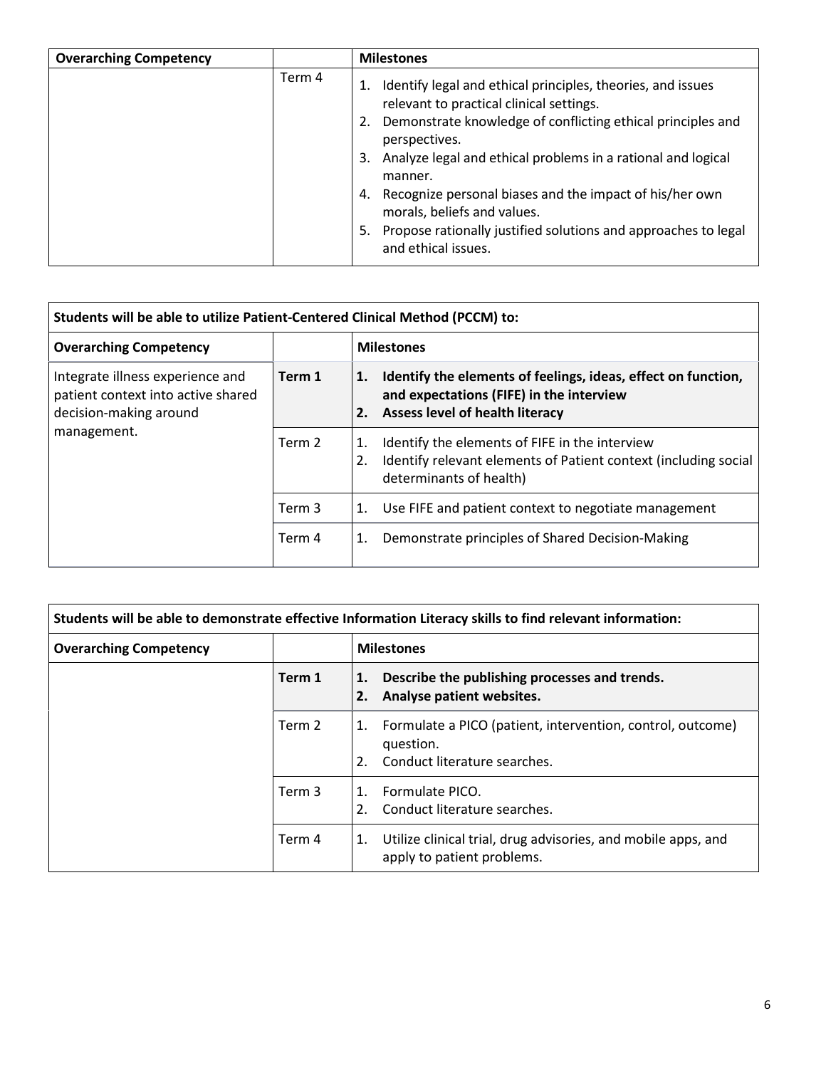| Overarching Competency | | Milestones |
| --- | --- | --- |
| | Term 4 | 1. Identify legal and ethical principles, theories, and issues relevant to practical clinical settings.<br>2. Demonstrate knowledge of conflicting ethical principles and perspectives.<br>3. Analyze legal and ethical problems in a rational and logical manner.<br>4. Recognize personal biases and the impact of his/her own morals, beliefs and values.<br>5. Propose rationally justified solutions and approaches to legal and ethical issues. |

| **Students will be able to utilize Patient-Centered Clinical Method (PCCM) to:** | | |
| --- | --- | --- |
| **Overarching Competency** | | **Milestones** |
| Integrate illness experience and patient context into active shared decision-making around management. | **Term 1** | **1. Identify the elements of feelings, ideas, effect on function, and expectations (FIFE) in the interview**<br>**2. Assess level of health literacy** |
| | Term 2 | 1. Identify the elements of FIFE in the interview<br>2. Identify relevant elements of Patient context (including social determinants of health) |
| | Term 3 | 1. Use FIFE and patient context to negotiate management |
| | Term 4 | 1. Demonstrate principles of Shared Decision-Making |

| **Students will be able to demonstrate effective Information Literacy skills to find relevant information:** | | |
| --- | --- | --- |
| **Overarching Competency** | | **Milestones** |
| | **Term 1** | **1. Describe the publishing processes and trends.**<br>**2. Analyse patient websites.** |
| | Term 2 | 1. Formulate a PICO (patient, intervention, control, outcome) question.<br>2. Conduct literature searches. |
| | Term 3 | 1. Formulate PICO.<br>2. Conduct literature searches. |
| | Term 4 | 1. Utilize clinical trial, drug advisories, and mobile apps, and apply to patient problems. |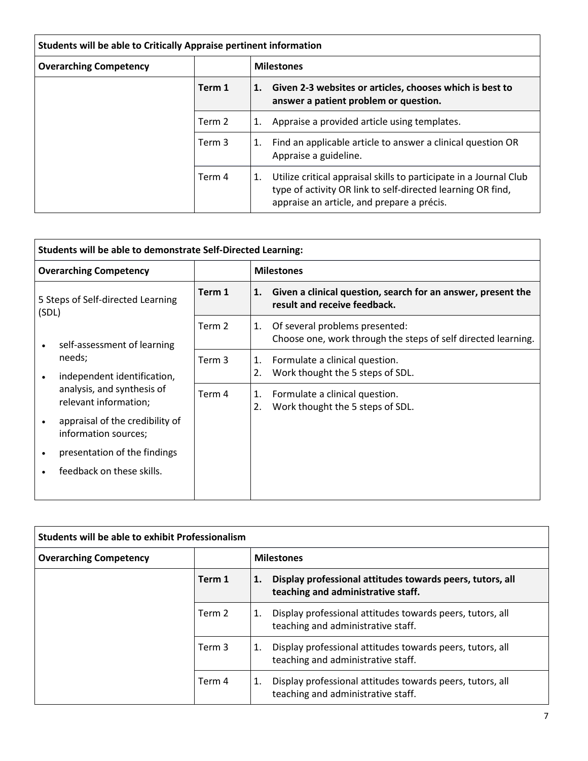| Students will be able to Critically Appraise pertinent information | | |
|---|---|---|
| **Overarching Competency** | | **Milestones** |
| | **Term 1** | **1. Given 2-3 websites or articles, chooses which is best to answer a patient problem or question.** |
| | Term 2 | 1. Appraise a provided article using templates. |
| | Term 3 | 1. Find an applicable article to answer a clinical question OR Appraise a guideline. |
| | Term 4 | 1. Utilize critical appraisal skills to participate in a Journal Club type of activity OR link to self-directed learning OR find, appraise an article, and prepare a précis. |

| Students will be able to demonstrate Self-Directed Learning: | | |
|---|---|---|
| **Overarching Competency** | | **Milestones** |
| 5 Steps of Self-directed Learning (SDL)<br><br>• self-assessment of learning needs;<br>• independent identification, analysis, and synthesis of relevant information;<br>• appraisal of the credibility of information sources;<br>• presentation of the findings<br>• feedback on these skills. | **Term 1** | **1. Given a clinical question, search for an answer, present the result and receive feedback.** |
| | Term 2 | 1. Of several problems presented:<br>Choose one, work through the steps of self directed learning. |
| | Term 3 | 1. Formulate a clinical question.<br>2. Work thought the 5 steps of SDL. |
| | Term 4 | 1. Formulate a clinical question.<br>2. Work thought the 5 steps of SDL. |

| Students will be able to exhibit Professionalism | | |
|---|---|---|
| **Overarching Competency** | | **Milestones** |
| | **Term 1** | **1. Display professional attitudes towards peers, tutors, all teaching and administrative staff.** |
| | Term 2 | 1. Display professional attitudes towards peers, tutors, all teaching and administrative staff. |
| | Term 3 | 1. Display professional attitudes towards peers, tutors, all teaching and administrative staff. |
| | Term 4 | 1. Display professional attitudes towards peers, tutors, all teaching and administrative staff. |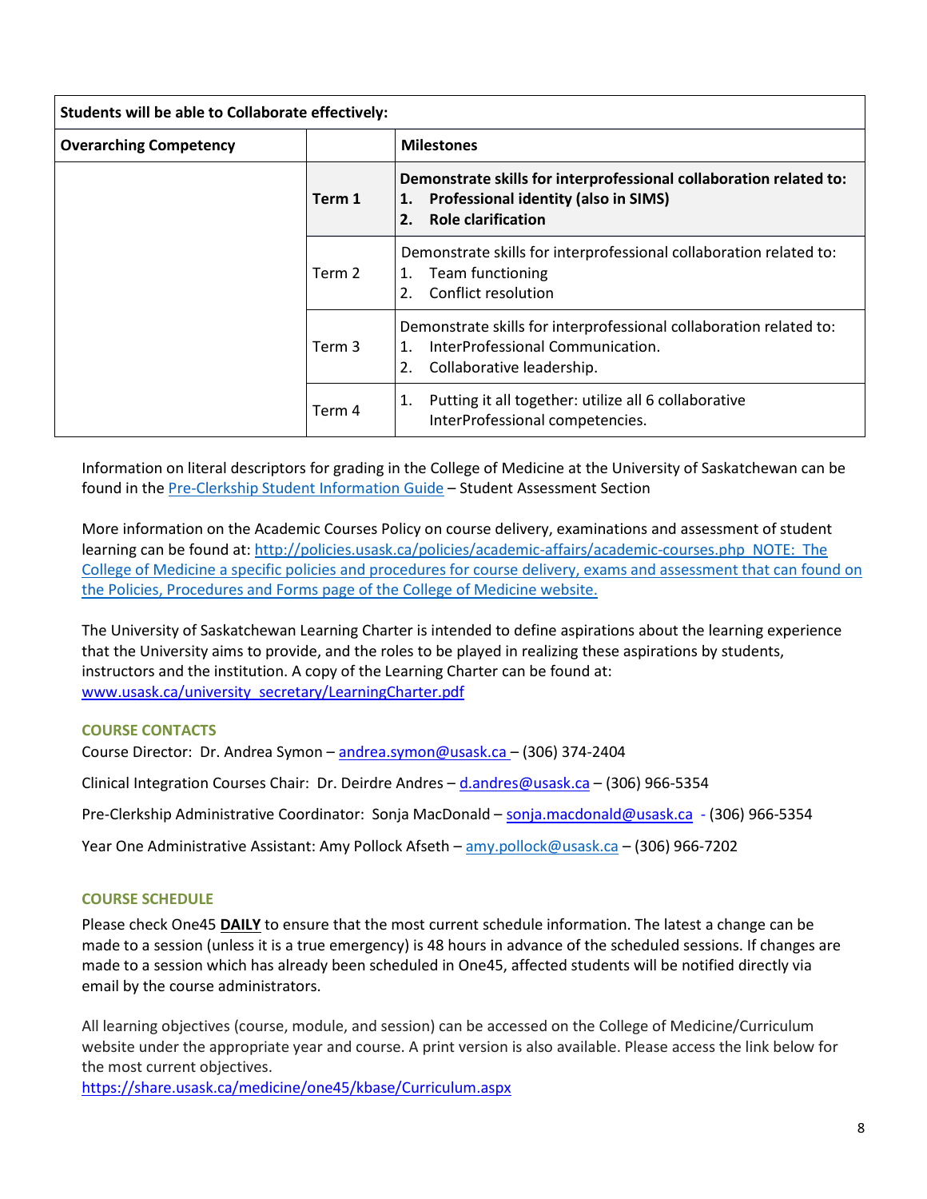| Students will be able to Collaborate effectively: | | |
|---|---|---|
| **Overarching Competency** | | **Milestones** |
| | **Term 1** | **Demonstrate skills for interprofessional collaboration related to:**<br>**1. Professional identity (also in SIMS)**<br>**2. Role clarification** |
| | Term 2 | Demonstrate skills for interprofessional collaboration related to:<br>1. Team functioning<br>2. Conflict resolution |
| | Term 3 | Demonstrate skills for interprofessional collaboration related to:<br>1. InterProfessional Communication.<br>2. Collaborative leadership. |
| | Term 4 | 1. Putting it all together: utilize all 6 collaborative InterProfessional competencies. |

Information on literal descriptors for grading in the College of Medicine at the University of Saskatchewan can be found in the Pre-Clerkship Student Information Guide – Student Assessment Section

More information on the Academic Courses Policy on course delivery, examinations and assessment of student learning can be found at: http://policies.usask.ca/policies/academic-affairs/academic-courses.php NOTE: The College of Medicine a specific policies and procedures for course delivery, exams and assessment that can found on the Policies, Procedures and Forms page of the College of Medicine website.

The University of Saskatchewan Learning Charter is intended to define aspirations about the learning experience that the University aims to provide, and the roles to be played in realizing these aspirations by students, instructors and the institution. A copy of the Learning Charter can be found at: www.usask.ca/university_secretary/LearningCharter.pdf

## COURSE CONTACTS

Course Director: Dr. Andrea Symon – andrea.symon@usask.ca – (306) 374-2404

Clinical Integration Courses Chair: Dr. Deirdre Andres – d.andres@usask.ca – (306) 966-5354

Pre-Clerkship Administrative Coordinator: Sonja MacDonald – sonja.macdonald@usask.ca - (306) 966-5354

Year One Administrative Assistant: Amy Pollock Afseth – amy.pollock@usask.ca – (306) 966-7202

## COURSE SCHEDULE

Please check One45 **DAILY** to ensure that the most current schedule information. The latest a change can be made to a session (unless it is a true emergency) is 48 hours in advance of the scheduled sessions. If changes are made to a session which has already been scheduled in One45, affected students will be notified directly via email by the course administrators.

All learning objectives (course, module, and session) can be accessed on the College of Medicine/Curriculum website under the appropriate year and course. A print version is also available. Please access the link below for the most current objectives.
https://share.usask.ca/medicine/one45/kbase/Curriculum.aspx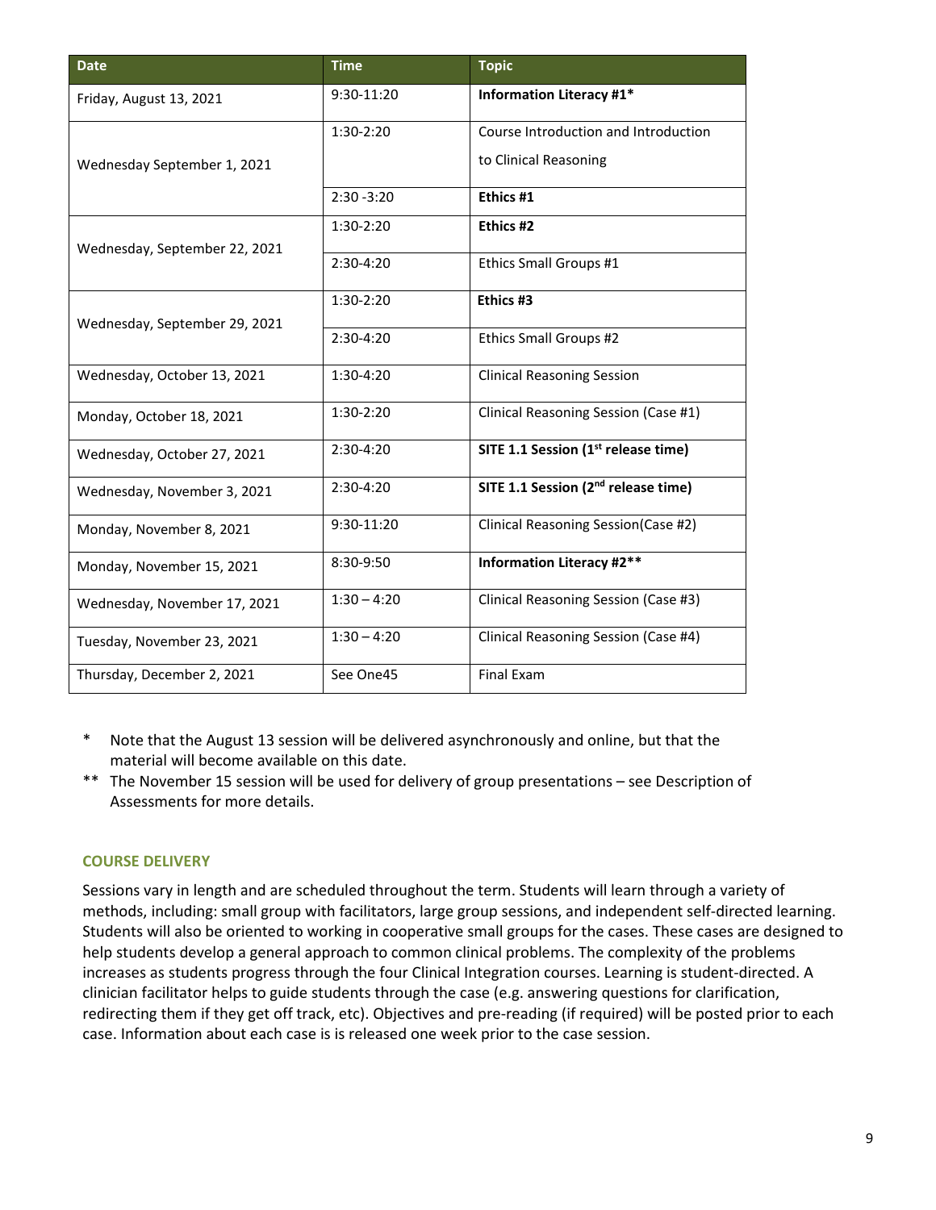| Date | Time | Topic |
|---|---|---|
| Friday, August 13, 2021 | 9:30-11:20 | **Information Literacy #1*** |
| Wednesday September 1, 2021 | 1:30-2:20 | Course Introduction and Introduction to Clinical Reasoning |
| | 2:30 -3:20 | **Ethics #1** |
| Wednesday, September 22, 2021 | 1:30-2:20 | **Ethics #2** |
| | 2:30-4:20 | Ethics Small Groups #1 |
| Wednesday, September 29, 2021 | 1:30-2:20 | **Ethics #3** |
| | 2:30-4:20 | Ethics Small Groups #2 |
| Wednesday, October 13, 2021 | 1:30-4:20 | Clinical Reasoning Session |
| Monday, October 18, 2021 | 1:30-2:20 | Clinical Reasoning Session (Case #1) |
| Wednesday, October 27, 2021 | 2:30-4:20 | **SITE 1.1 Session (1st release time)** |
| Wednesday, November 3, 2021 | 2:30-4:20 | **SITE 1.1 Session (2nd release time)** |
| Monday, November 8, 2021 | 9:30-11:20 | Clinical Reasoning Session(Case #2) |
| Monday, November 15, 2021 | 8:30-9:50 | **Information Literacy #2**** |
| Wednesday, November 17, 2021 | 1:30 – 4:20 | Clinical Reasoning Session (Case #3) |
| Tuesday, November 23, 2021 | 1:30 – 4:20 | Clinical Reasoning Session (Case #4) |
| Thursday, December 2, 2021 | See One45 | Final Exam |

\* Note that the August 13 session will be delivered asynchronously and online, but that the material will become available on this date.

** The November 15 session will be used for delivery of group presentations – see Description of Assessments for more details.

### COURSE DELIVERY

Sessions vary in length and are scheduled throughout the term. Students will learn through a variety of methods, including: small group with facilitators, large group sessions, and independent self-directed learning. Students will also be oriented to working in cooperative small groups for the cases. These cases are designed to help students develop a general approach to common clinical problems. The complexity of the problems increases as students progress through the four Clinical Integration courses. Learning is student-directed. A clinician facilitator helps to guide students through the case (e.g. answering questions for clarification, redirecting them if they get off track, etc). Objectives and pre-reading (if required) will be posted prior to each case. Information about each case is is released one week prior to the case session.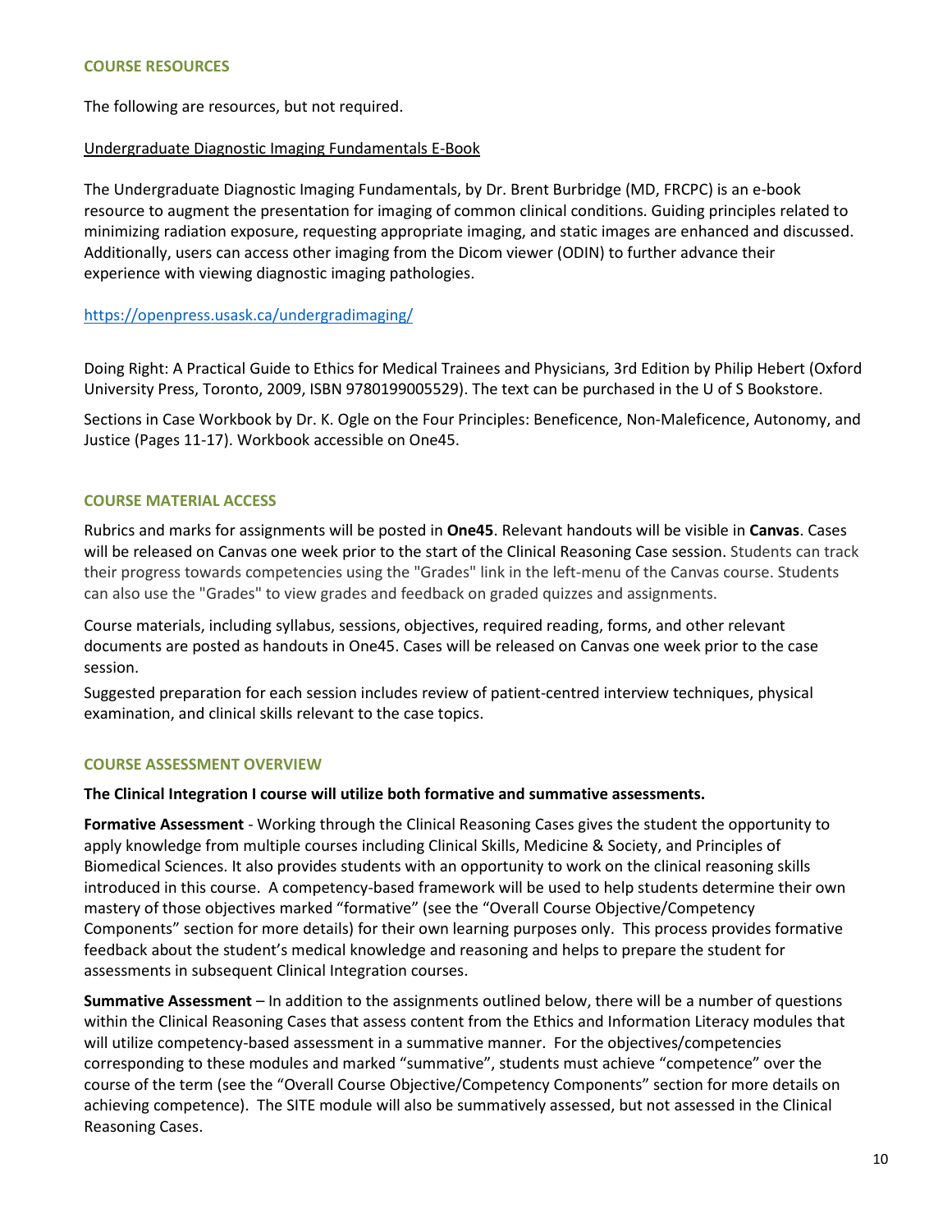## COURSE RESOURCES

The following are resources, but not required.

Undergraduate Diagnostic Imaging Fundamentals E-Book

The Undergraduate Diagnostic Imaging Fundamentals, by Dr. Brent Burbridge (MD, FRCPC) is an e-book resource to augment the presentation for imaging of common clinical conditions. Guiding principles related to minimizing radiation exposure, requesting appropriate imaging, and static images are enhanced and discussed. Additionally, users can access other imaging from the Dicom viewer (ODIN) to further advance their experience with viewing diagnostic imaging pathologies.

https://openpress.usask.ca/undergradimaging/

Doing Right: A Practical Guide to Ethics for Medical Trainees and Physicians, 3rd Edition by Philip Hebert (Oxford University Press, Toronto, 2009, ISBN 9780199005529). The text can be purchased in the U of S Bookstore.

Sections in Case Workbook by Dr. K. Ogle on the Four Principles: Beneficence, Non-Maleficence, Autonomy, and Justice (Pages 11-17). Workbook accessible on One45.

## COURSE MATERIAL ACCESS

Rubrics and marks for assignments will be posted in **One45**. Relevant handouts will be visible in **Canvas**. Cases will be released on Canvas one week prior to the start of the Clinical Reasoning Case session. Students can track their progress towards competencies using the "Grades" link in the left-menu of the Canvas course. Students can also use the "Grades" to view grades and feedback on graded quizzes and assignments.

Course materials, including syllabus, sessions, objectives, required reading, forms, and other relevant documents are posted as handouts in One45. Cases will be released on Canvas one week prior to the case session.

Suggested preparation for each session includes review of patient-centred interview techniques, physical examination, and clinical skills relevant to the case topics.

## COURSE ASSESSMENT OVERVIEW

**The Clinical Integration I course will utilize both formative and summative assessments.**

**Formative Assessment** - Working through the Clinical Reasoning Cases gives the student the opportunity to apply knowledge from multiple courses including Clinical Skills, Medicine & Society, and Principles of Biomedical Sciences. It also provides students with an opportunity to work on the clinical reasoning skills introduced in this course. A competency-based framework will be used to help students determine their own mastery of those objectives marked "formative" (see the "Overall Course Objective/Competency Components" section for more details) for their own learning purposes only. This process provides formative feedback about the student's medical knowledge and reasoning and helps to prepare the student for assessments in subsequent Clinical Integration courses.

**Summative Assessment** – In addition to the assignments outlined below, there will be a number of questions within the Clinical Reasoning Cases that assess content from the Ethics and Information Literacy modules that will utilize competency-based assessment in a summative manner. For the objectives/competencies corresponding to these modules and marked "summative", students must achieve "competence" over the course of the term (see the "Overall Course Objective/Competency Components" section for more details on achieving competence). The SITE module will also be summatively assessed, but not assessed in the Clinical Reasoning Cases.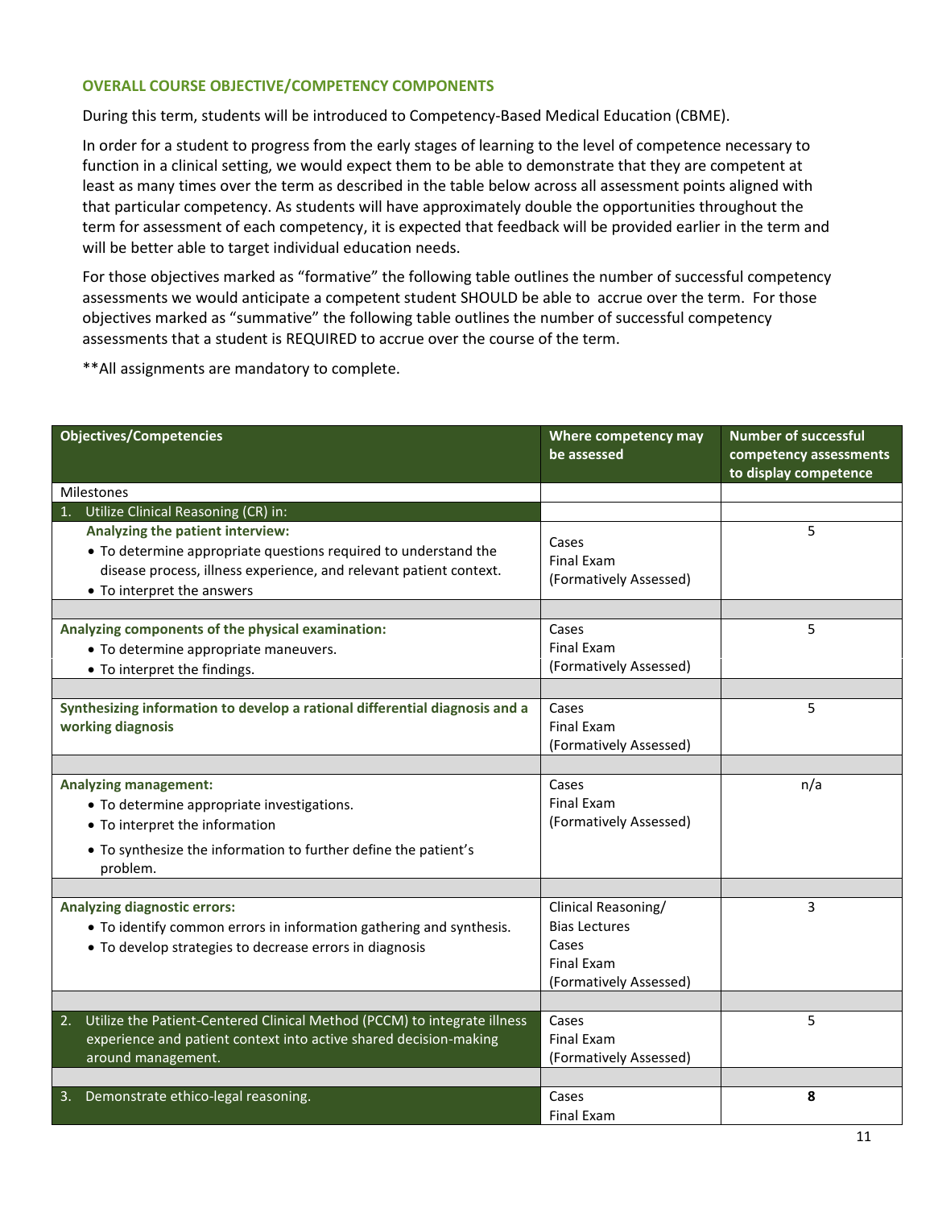### OVERALL COURSE OBJECTIVE/COMPETENCY COMPONENTS

During this term, students will be introduced to Competency-Based Medical Education (CBME).

In order for a student to progress from the early stages of learning to the level of competence necessary to function in a clinical setting, we would expect them to be able to demonstrate that they are competent at least as many times over the term as described in the table below across all assessment points aligned with that particular competency. As students will have approximately double the opportunities throughout the term for assessment of each competency, it is expected that feedback will be provided earlier in the term and will be better able to target individual education needs.

For those objectives marked as "formative" the following table outlines the number of successful competency assessments we would anticipate a competent student SHOULD be able to accrue over the term. For those objectives marked as "summative" the following table outlines the number of successful competency assessments that a student is REQUIRED to accrue over the course of the term.

**All assignments are mandatory to complete.

| Objectives/Competencies | Where competency may be assessed | Number of successful competency assessments to display competence |
|---|---|---|
| Milestones | | |
| 1. Utilize Clinical Reasoning (CR) in: | | |
| **Analyzing the patient interview:**<br>• To determine appropriate questions required to understand the disease process, illness experience, and relevant patient context.<br>• To interpret the answers | Cases<br>Final Exam<br>(Formatively Assessed) | 5 |
| | | |
| **Analyzing components of the physical examination:**<br>• To determine appropriate maneuvers.<br>• To interpret the findings. | Cases<br>Final Exam<br>(Formatively Assessed) | 5 |
| | | |
| **Synthesizing information to develop a rational differential diagnosis and a working diagnosis** | Cases<br>Final Exam<br>(Formatively Assessed) | 5 |
| | | |
| **Analyzing management:**<br>• To determine appropriate investigations.<br>• To interpret the information<br>• To synthesize the information to further define the patient's problem. | Cases<br>Final Exam<br>(Formatively Assessed) | n/a |
| | | |
| **Analyzing diagnostic errors:**<br>• To identify common errors in information gathering and synthesis.<br>• To develop strategies to decrease errors in diagnosis | Clinical Reasoning/ Bias Lectures<br>Cases<br>Final Exam<br>(Formatively Assessed) | 3 |
| | | |
| 2. Utilize the Patient-Centered Clinical Method (PCCM) to integrate illness experience and patient context into active shared decision-making around management. | Cases<br>Final Exam<br>(Formatively Assessed) | 5 |
| | | |
| 3. Demonstrate ethico-legal reasoning. | Cases<br>Final Exam | **8** |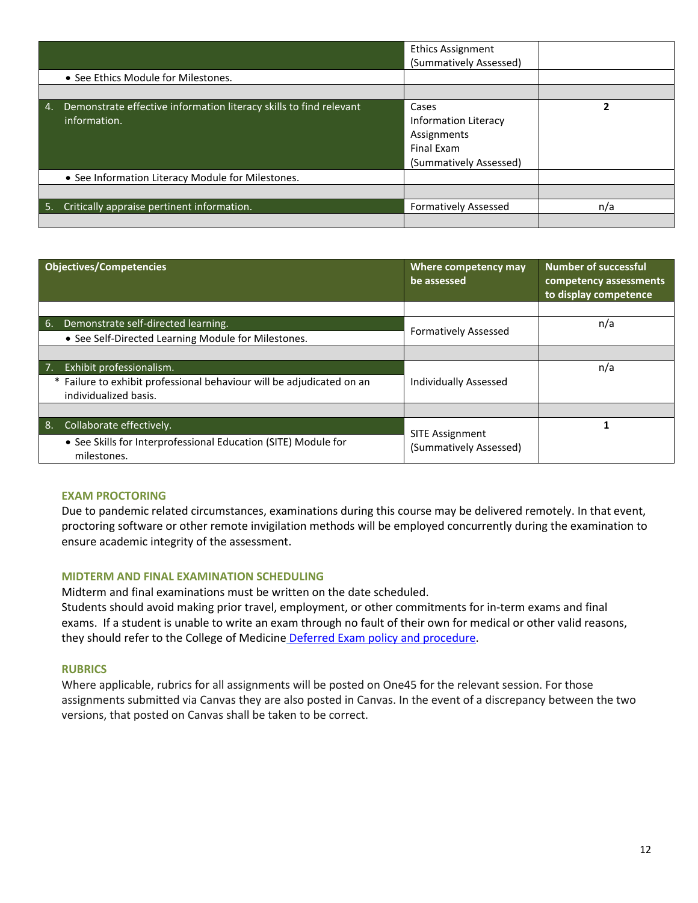| | | |
|---|---|---|
| | Ethics Assignment (Summatively Assessed) | |
| • See Ethics Module for Milestones. | | |
| | | |
| 4. Demonstrate effective information literacy skills to find relevant information. | Cases<br>Information Literacy Assignments<br>Final Exam<br>(Summatively Assessed) | **2** |
| • See Information Literacy Module for Milestones. | | |
| | | |
| 5. Critically appraise pertinent information. | Formatively Assessed | n/a |
| | | |

| Objectives/Competencies | Where competency may be assessed | Number of successful competency assessments to display competence |
|---|---|---|
| | | |
| 6. Demonstrate self-directed learning.<br>• See Self-Directed Learning Module for Milestones. | Formatively Assessed | n/a |
| | | |
| 7. Exhibit professionalism.<br>* Failure to exhibit professional behaviour will be adjudicated on an individualized basis. | Individually Assessed | n/a |
| | | |
| 8. Collaborate effectively.<br>• See Skills for Interprofessional Education (SITE) Module for milestones. | SITE Assignment (Summatively Assessed) | **1** |

### EXAM PROCTORING

Due to pandemic related circumstances, examinations during this course may be delivered remotely. In that event, proctoring software or other remote invigilation methods will be employed concurrently during the examination to ensure academic integrity of the assessment.

### MIDTERM AND FINAL EXAMINATION SCHEDULING

Midterm and final examinations must be written on the date scheduled.
Students should avoid making prior travel, employment, or other commitments for in-term exams and final exams. If a student is unable to write an exam through no fault of their own for medical or other valid reasons, they should refer to the College of Medicine Deferred Exam policy and procedure.

### RUBRICS

Where applicable, rubrics for all assignments will be posted on One45 for the relevant session. For those assignments submitted via Canvas they are also posted in Canvas. In the event of a discrepancy between the two versions, that posted on Canvas shall be taken to be correct.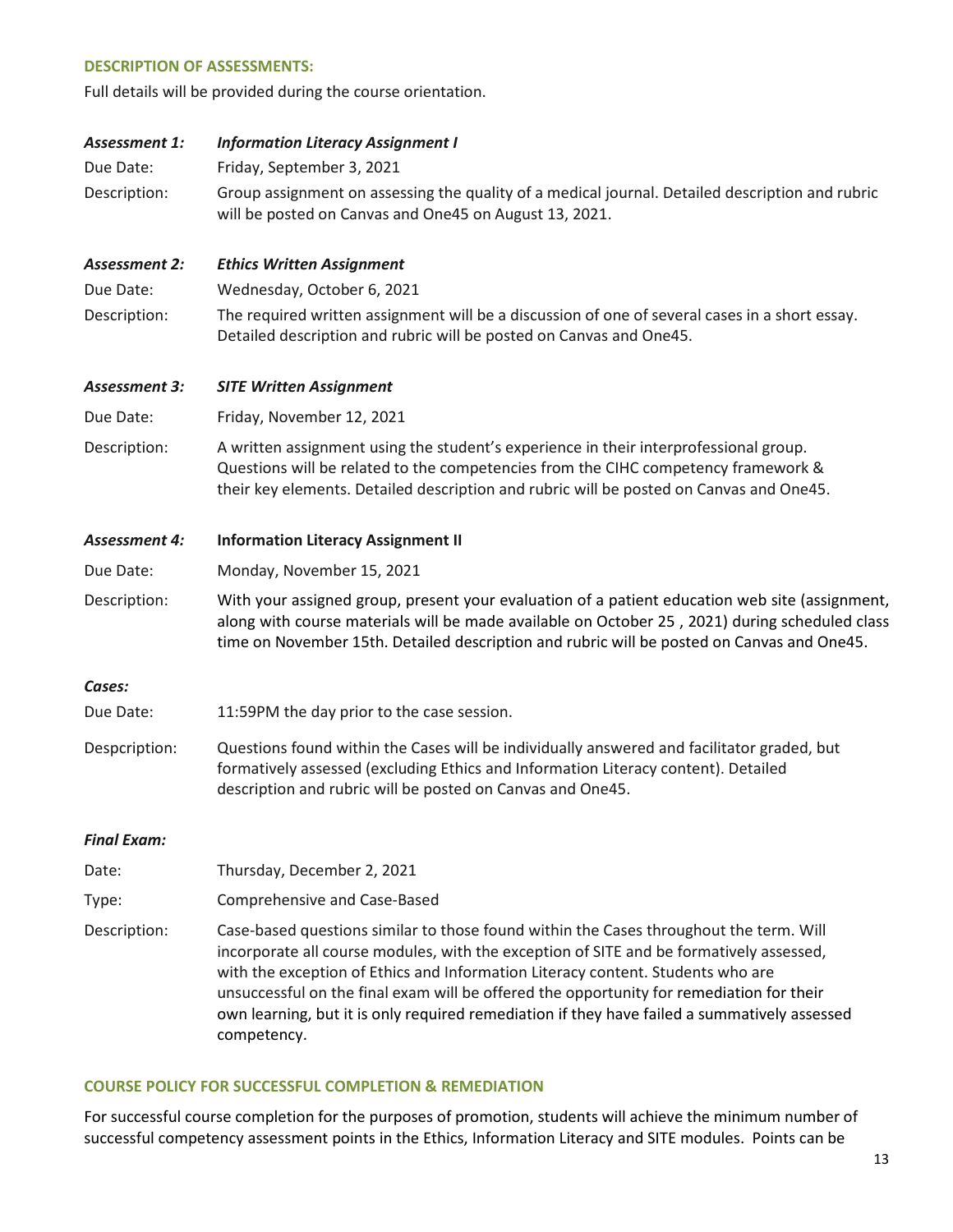## DESCRIPTION OF ASSESSMENTS:

Full details will be provided during the course orientation.

***Assessment 1:*** ***Information Literacy Assignment I***

Due Date: Friday, September 3, 2021

Description: Group assignment on assessing the quality of a medical journal. Detailed description and rubric will be posted on Canvas and One45 on August 13, 2021.

***Assessment 2:*** ***Ethics Written Assignment***

Due Date: Wednesday, October 6, 2021

Description: The required written assignment will be a discussion of one of several cases in a short essay. Detailed description and rubric will be posted on Canvas and One45.

***Assessment 3:*** ***SITE Written Assignment***

Due Date: Friday, November 12, 2021

Description: A written assignment using the student's experience in their interprofessional group. Questions will be related to the competencies from the CIHC competency framework & their key elements. Detailed description and rubric will be posted on Canvas and One45.

***Assessment 4:*** **Information Literacy Assignment II**

Due Date: Monday, November 15, 2021

Description: With your assigned group, present your evaluation of a patient education web site (assignment, along with course materials will be made available on October 25 , 2021) during scheduled class time on November 15th. Detailed description and rubric will be posted on Canvas and One45.

***Cases:***

Due Date: 11:59PM the day prior to the case session.

Despcription: Questions found within the Cases will be individually answered and facilitator graded, but formatively assessed (excluding Ethics and Information Literacy content). Detailed description and rubric will be posted on Canvas and One45.

***Final Exam:***

Date: Thursday, December 2, 2021

Type: Comprehensive and Case-Based

Description: Case-based questions similar to those found within the Cases throughout the term. Will incorporate all course modules, with the exception of SITE and be formatively assessed, with the exception of Ethics and Information Literacy content. Students who are unsuccessful on the final exam will be offered the opportunity for remediation for their own learning, but it is only required remediation if they have failed a summatively assessed competency.

## COURSE POLICY FOR SUCCESSFUL COMPLETION & REMEDIATION

For successful course completion for the purposes of promotion, students will achieve the minimum number of successful competency assessment points in the Ethics, Information Literacy and SITE modules. Points can be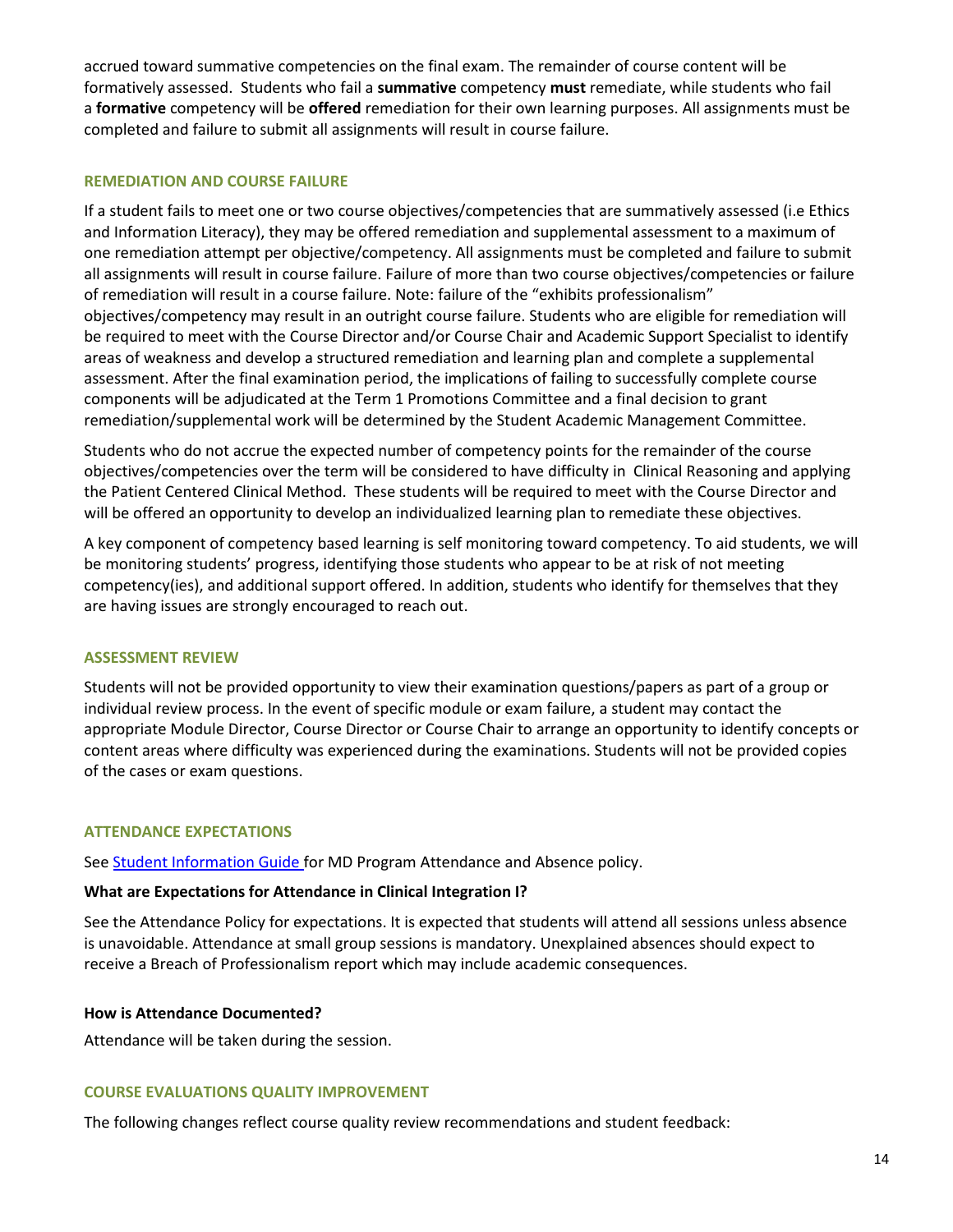accrued toward summative competencies on the final exam. The remainder of course content will be formatively assessed. Students who fail a **summative** competency **must** remediate, while students who fail a **formative** competency will be **offered** remediation for their own learning purposes. All assignments must be completed and failure to submit all assignments will result in course failure.

## REMEDIATION AND COURSE FAILURE

If a student fails to meet one or two course objectives/competencies that are summatively assessed (i.e Ethics and Information Literacy), they may be offered remediation and supplemental assessment to a maximum of one remediation attempt per objective/competency. All assignments must be completed and failure to submit all assignments will result in course failure. Failure of more than two course objectives/competencies or failure of remediation will result in a course failure. Note: failure of the "exhibits professionalism" objectives/competency may result in an outright course failure. Students who are eligible for remediation will be required to meet with the Course Director and/or Course Chair and Academic Support Specialist to identify areas of weakness and develop a structured remediation and learning plan and complete a supplemental assessment. After the final examination period, the implications of failing to successfully complete course components will be adjudicated at the Term 1 Promotions Committee and a final decision to grant remediation/supplemental work will be determined by the Student Academic Management Committee.

Students who do not accrue the expected number of competency points for the remainder of the course objectives/competencies over the term will be considered to have difficulty in Clinical Reasoning and applying the Patient Centered Clinical Method. These students will be required to meet with the Course Director and will be offered an opportunity to develop an individualized learning plan to remediate these objectives.

A key component of competency based learning is self monitoring toward competency. To aid students, we will be monitoring students' progress, identifying those students who appear to be at risk of not meeting competency(ies), and additional support offered. In addition, students who identify for themselves that they are having issues are strongly encouraged to reach out.

## ASSESSMENT REVIEW

Students will not be provided opportunity to view their examination questions/papers as part of a group or individual review process. In the event of specific module or exam failure, a student may contact the appropriate Module Director, Course Director or Course Chair to arrange an opportunity to identify concepts or content areas where difficulty was experienced during the examinations. Students will not be provided copies of the cases or exam questions.

## ATTENDANCE EXPECTATIONS

See Student Information Guide for MD Program Attendance and Absence policy.

### What are Expectations for Attendance in Clinical Integration I?

See the Attendance Policy for expectations. It is expected that students will attend all sessions unless absence is unavoidable. Attendance at small group sessions is mandatory. Unexplained absences should expect to receive a Breach of Professionalism report which may include academic consequences.

### How is Attendance Documented?

Attendance will be taken during the session.

## COURSE EVALUATIONS QUALITY IMPROVEMENT

The following changes reflect course quality review recommendations and student feedback: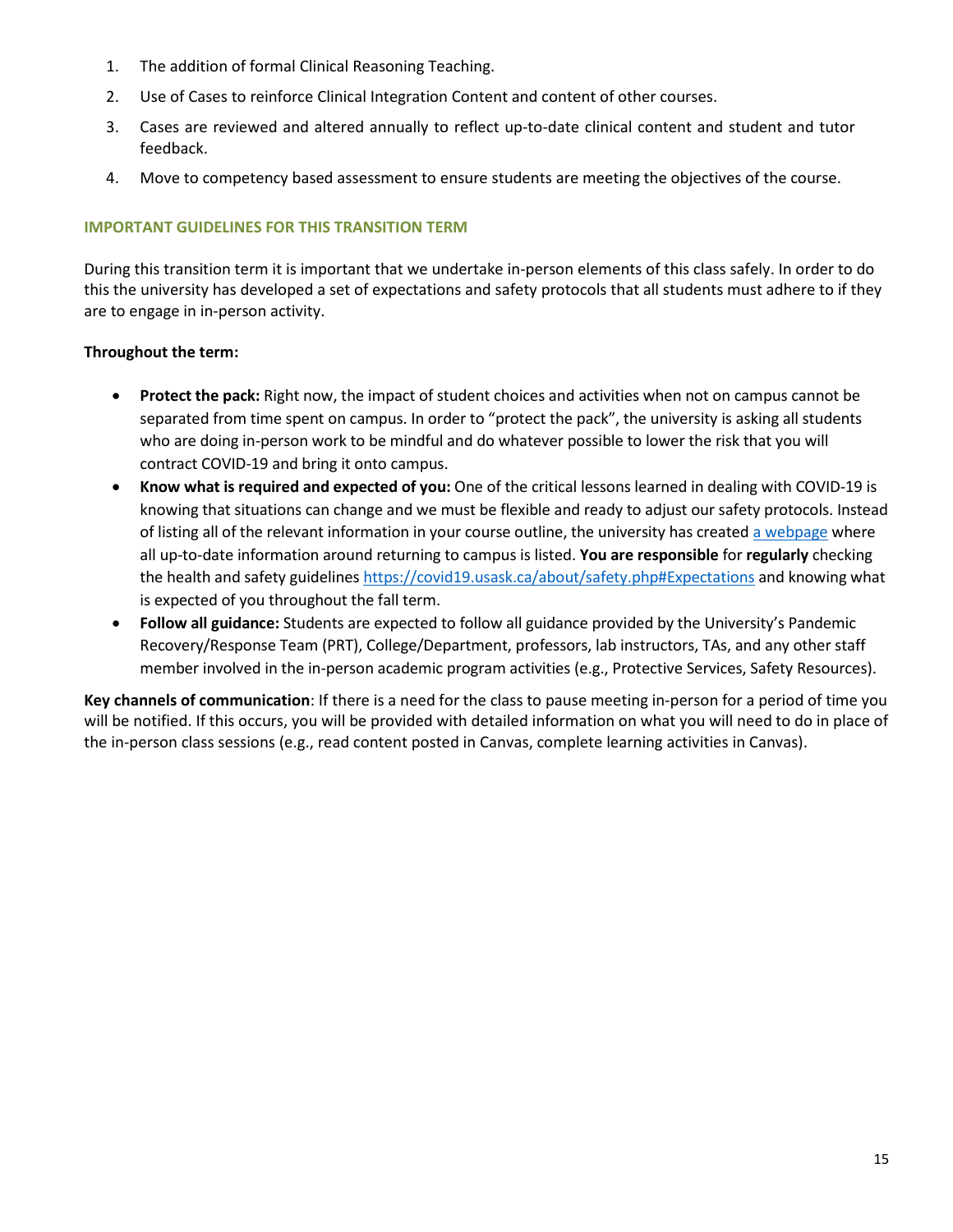1. The addition of formal Clinical Reasoning Teaching.
2. Use of Cases to reinforce Clinical Integration Content and content of other courses.
3. Cases are reviewed and altered annually to reflect up-to-date clinical content and student and tutor feedback.
4. Move to competency based assessment to ensure students are meeting the objectives of the course.

### IMPORTANT GUIDELINES FOR THIS TRANSITION TERM

During this transition term it is important that we undertake in-person elements of this class safely. In order to do this the university has developed a set of expectations and safety protocols that all students must adhere to if they are to engage in in-person activity.

**Throughout the term:**

- **Protect the pack:** Right now, the impact of student choices and activities when not on campus cannot be separated from time spent on campus. In order to "protect the pack", the university is asking all students who are doing in-person work to be mindful and do whatever possible to lower the risk that you will contract COVID-19 and bring it onto campus.
- **Know what is required and expected of you:** One of the critical lessons learned in dealing with COVID-19 is knowing that situations can change and we must be flexible and ready to adjust our safety protocols. Instead of listing all of the relevant information in your course outline, the university has created [a webpage](https://covid19.usask.ca/about/safety.php#Expectations) where all up-to-date information around returning to campus is listed. **You are responsible** for **regularly** checking the health and safety guidelines https://covid19.usask.ca/about/safety.php#Expectations and knowing what is expected of you throughout the fall term.
- **Follow all guidance:** Students are expected to follow all guidance provided by the University's Pandemic Recovery/Response Team (PRT), College/Department, professors, lab instructors, TAs, and any other staff member involved in the in-person academic program activities (e.g., Protective Services, Safety Resources).

**Key channels of communication**: If there is a need for the class to pause meeting in-person for a period of time you will be notified. If this occurs, you will be provided with detailed information on what you will need to do in place of the in-person class sessions (e.g., read content posted in Canvas, complete learning activities in Canvas).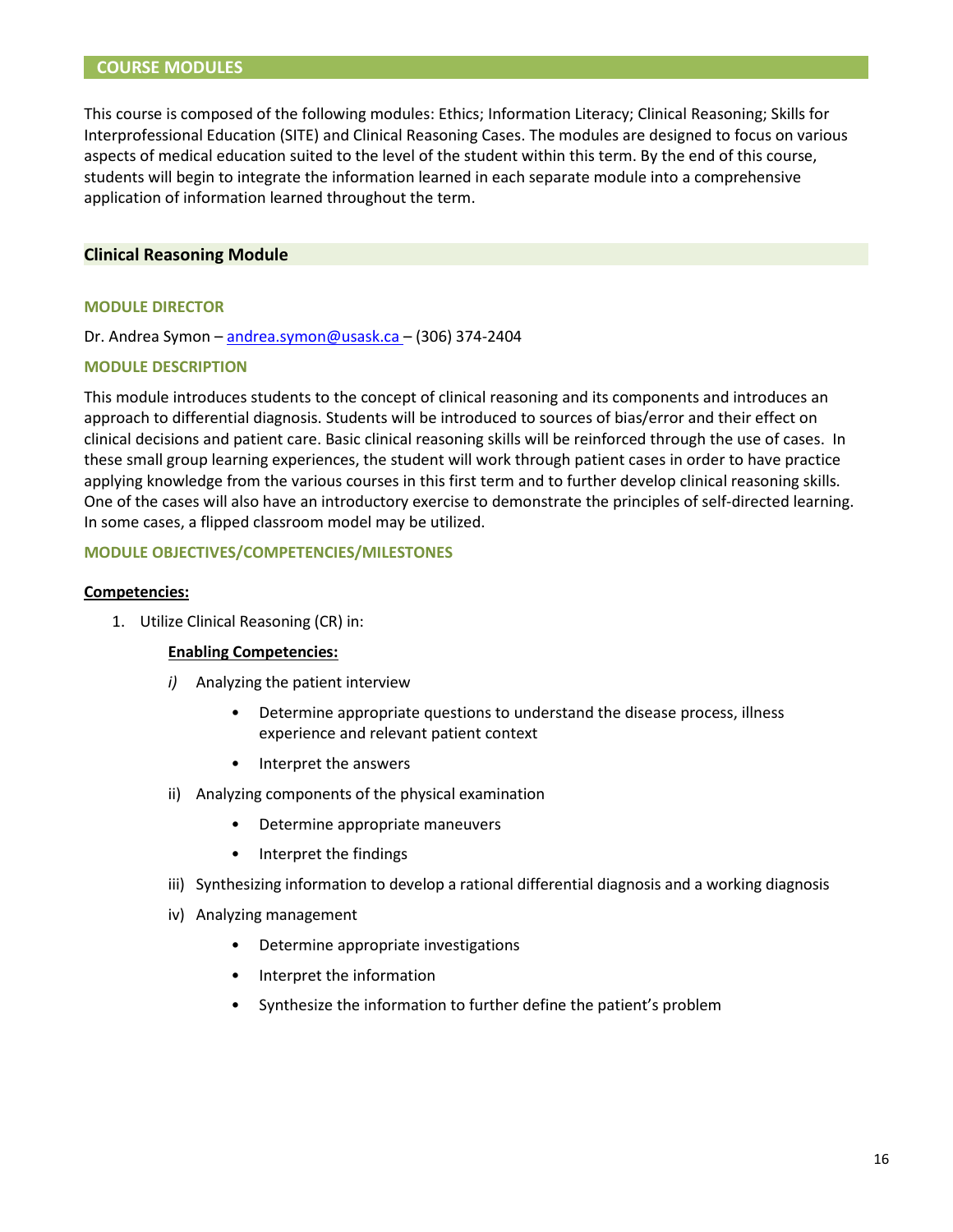## COURSE MODULES

This course is composed of the following modules: Ethics; Information Literacy; Clinical Reasoning; Skills for Interprofessional Education (SITE) and Clinical Reasoning Cases. The modules are designed to focus on various aspects of medical education suited to the level of the student within this term. By the end of this course, students will begin to integrate the information learned in each separate module into a comprehensive application of information learned throughout the term.

### Clinical Reasoning Module

#### MODULE DIRECTOR

Dr. Andrea Symon – andrea.symon@usask.ca – (306) 374-2404

#### MODULE DESCRIPTION

This module introduces students to the concept of clinical reasoning and its components and introduces an approach to differential diagnosis. Students will be introduced to sources of bias/error and their effect on clinical decisions and patient care. Basic clinical reasoning skills will be reinforced through the use of cases. In these small group learning experiences, the student will work through patient cases in order to have practice applying knowledge from the various courses in this first term and to further develop clinical reasoning skills. One of the cases will also have an introductory exercise to demonstrate the principles of self-directed learning. In some cases, a flipped classroom model may be utilized.

#### MODULE OBJECTIVES/COMPETENCIES/MILESTONES

**Competencies:**

1. Utilize Clinical Reasoning (CR) in:

   **Enabling Competencies:**

   *i)* Analyzing the patient interview
   - Determine appropriate questions to understand the disease process, illness experience and relevant patient context
   - Interpret the answers

   ii) Analyzing components of the physical examination
   - Determine appropriate maneuvers
   - Interpret the findings

   iii) Synthesizing information to develop a rational differential diagnosis and a working diagnosis

   iv) Analyzing management
   - Determine appropriate investigations
   - Interpret the information
   - Synthesize the information to further define the patient's problem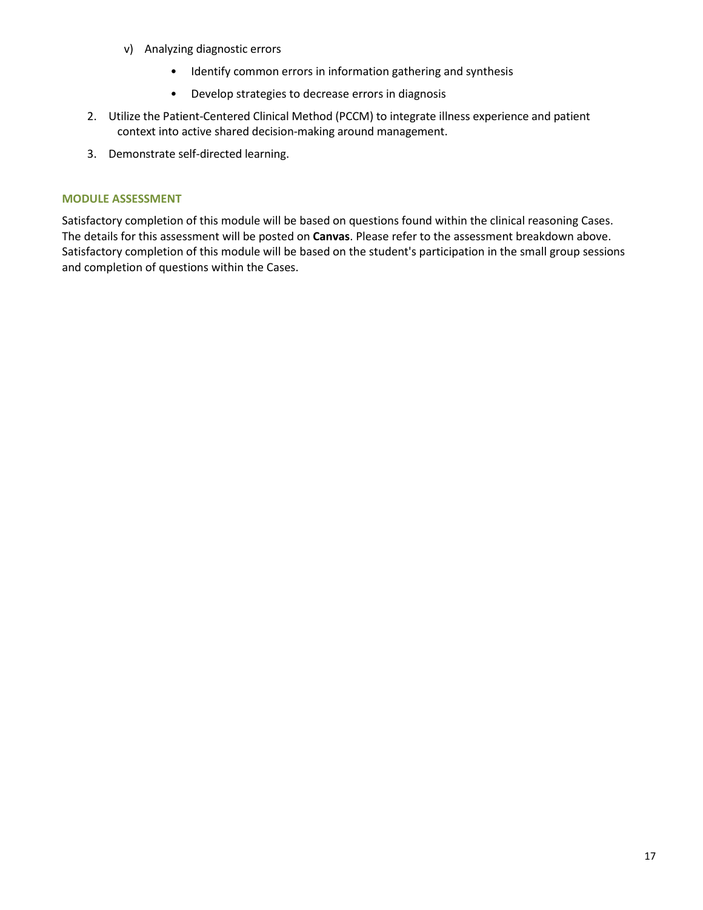v) Analyzing diagnostic errors

      - Identify common errors in information gathering and synthesis
      - Develop strategies to decrease errors in diagnosis

2. Utilize the Patient-Centered Clinical Method (PCCM) to integrate illness experience and patient context into active shared decision-making around management.
3. Demonstrate self-directed learning.

### MODULE ASSESSMENT

Satisfactory completion of this module will be based on questions found within the clinical reasoning Cases. The details for this assessment will be posted on **Canvas**. Please refer to the assessment breakdown above. Satisfactory completion of this module will be based on the student's participation in the small group sessions and completion of questions within the Cases.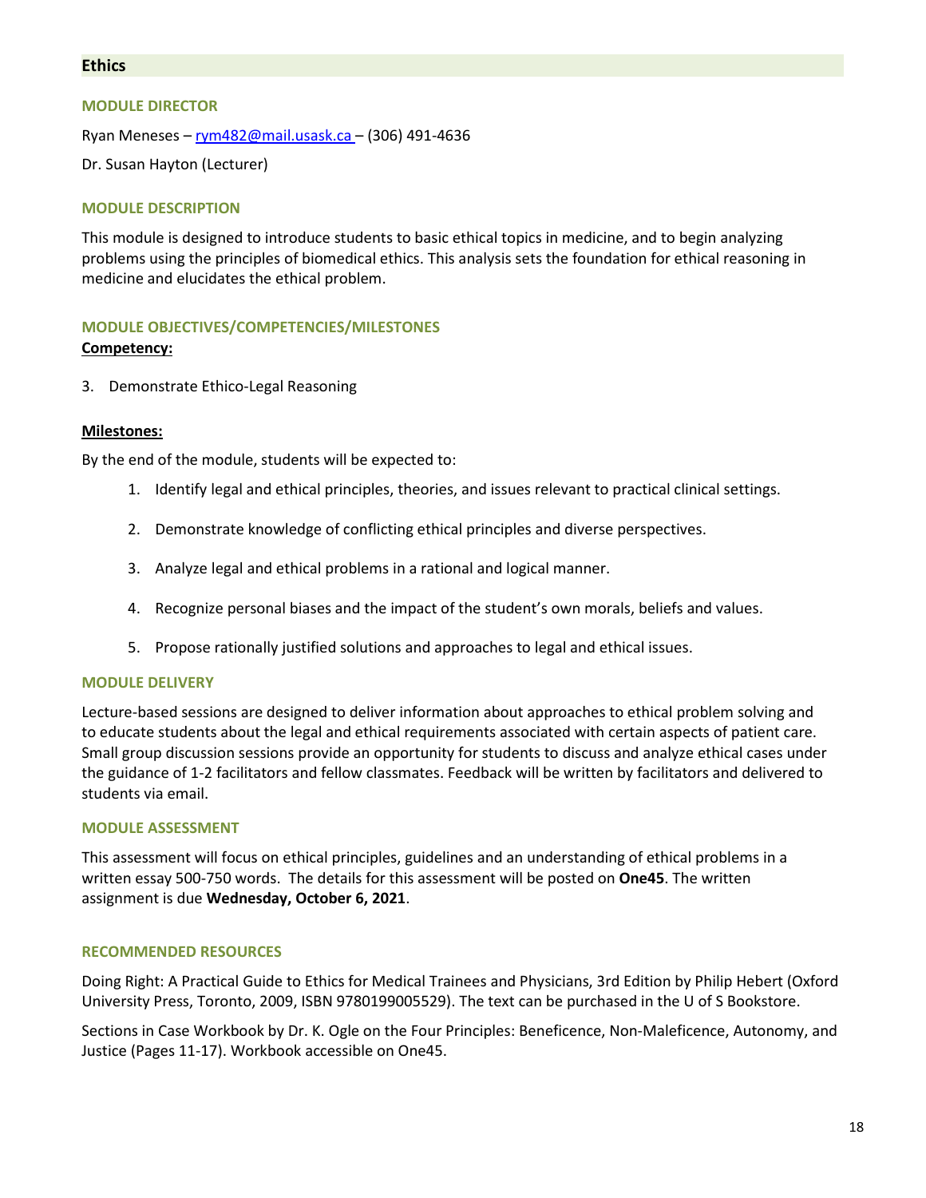## Ethics

### MODULE DIRECTOR

Ryan Meneses – rym482@mail.usask.ca – (306) 491-4636

Dr. Susan Hayton (Lecturer)

### MODULE DESCRIPTION

This module is designed to introduce students to basic ethical topics in medicine, and to begin analyzing problems using the principles of biomedical ethics. This analysis sets the foundation for ethical reasoning in medicine and elucidates the ethical problem.

### MODULE OBJECTIVES/COMPETENCIES/MILESTONES

**Competency:**

3. Demonstrate Ethico-Legal Reasoning

**Milestones:**

By the end of the module, students will be expected to:

1. Identify legal and ethical principles, theories, and issues relevant to practical clinical settings.
2. Demonstrate knowledge of conflicting ethical principles and diverse perspectives.
3. Analyze legal and ethical problems in a rational and logical manner.
4. Recognize personal biases and the impact of the student's own morals, beliefs and values.
5. Propose rationally justified solutions and approaches to legal and ethical issues.

### MODULE DELIVERY

Lecture-based sessions are designed to deliver information about approaches to ethical problem solving and to educate students about the legal and ethical requirements associated with certain aspects of patient care. Small group discussion sessions provide an opportunity for students to discuss and analyze ethical cases under the guidance of 1-2 facilitators and fellow classmates. Feedback will be written by facilitators and delivered to students via email.

### MODULE ASSESSMENT

This assessment will focus on ethical principles, guidelines and an understanding of ethical problems in a written essay 500-750 words. The details for this assessment will be posted on **One45**. The written assignment is due **Wednesday, October 6, 2021**.

### RECOMMENDED RESOURCES

Doing Right: A Practical Guide to Ethics for Medical Trainees and Physicians, 3rd Edition by Philip Hebert (Oxford University Press, Toronto, 2009, ISBN 9780199005529). The text can be purchased in the U of S Bookstore.

Sections in Case Workbook by Dr. K. Ogle on the Four Principles: Beneficence, Non-Maleficence, Autonomy, and Justice (Pages 11-17). Workbook accessible on One45.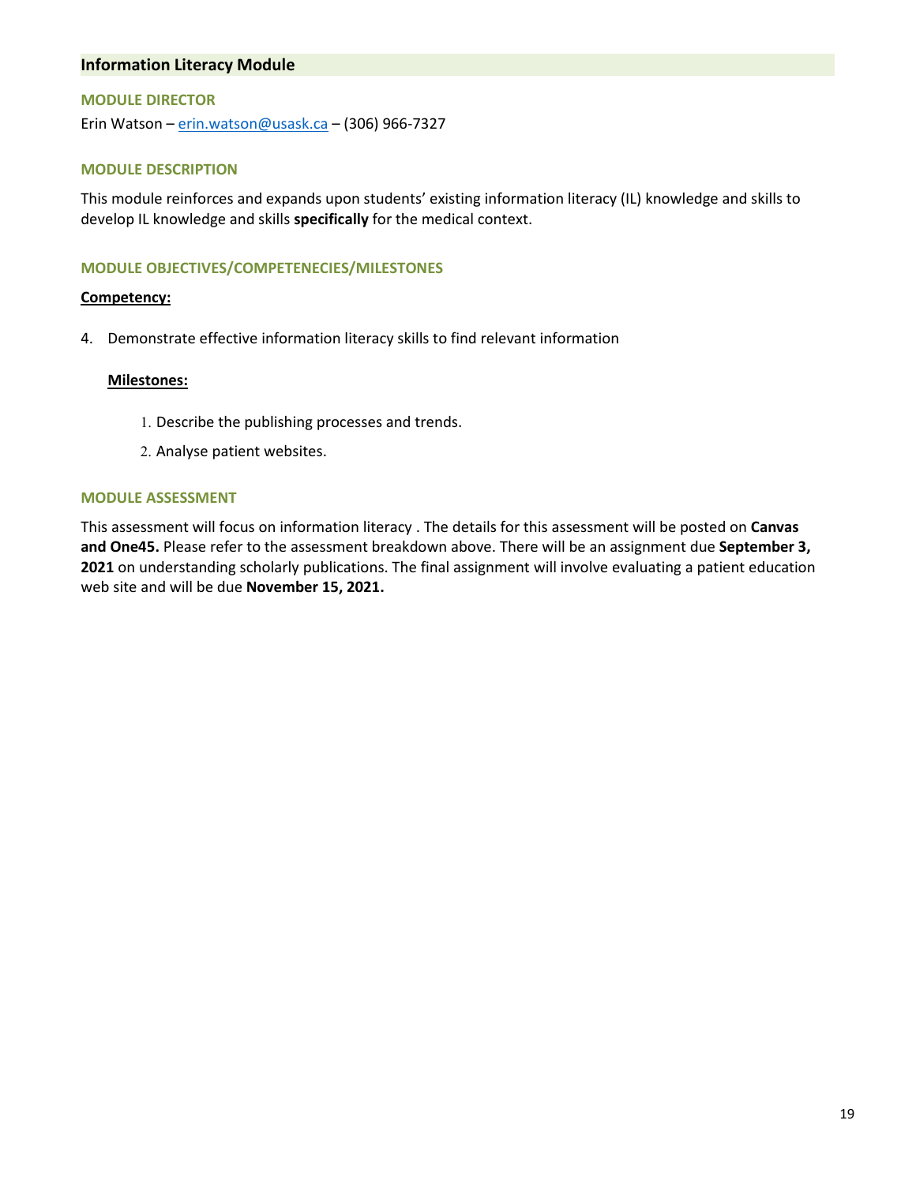## Information Literacy Module

### MODULE DIRECTOR

Erin Watson – erin.watson@usask.ca – (306) 966-7327

### MODULE DESCRIPTION

This module reinforces and expands upon students' existing information literacy (IL) knowledge and skills to develop IL knowledge and skills **specifically** for the medical context.

### MODULE OBJECTIVES/COMPETENECIES/MILESTONES

**Competency:**

4. Demonstrate effective information literacy skills to find relevant information

   **Milestones:**

   1. Describe the publishing processes and trends.
   2. Analyse patient websites.

### MODULE ASSESSMENT

This assessment will focus on information literacy . The details for this assessment will be posted on **Canvas and One45.** Please refer to the assessment breakdown above. There will be an assignment due **September 3, 2021** on understanding scholarly publications. The final assignment will involve evaluating a patient education web site and will be due **November 15, 2021.**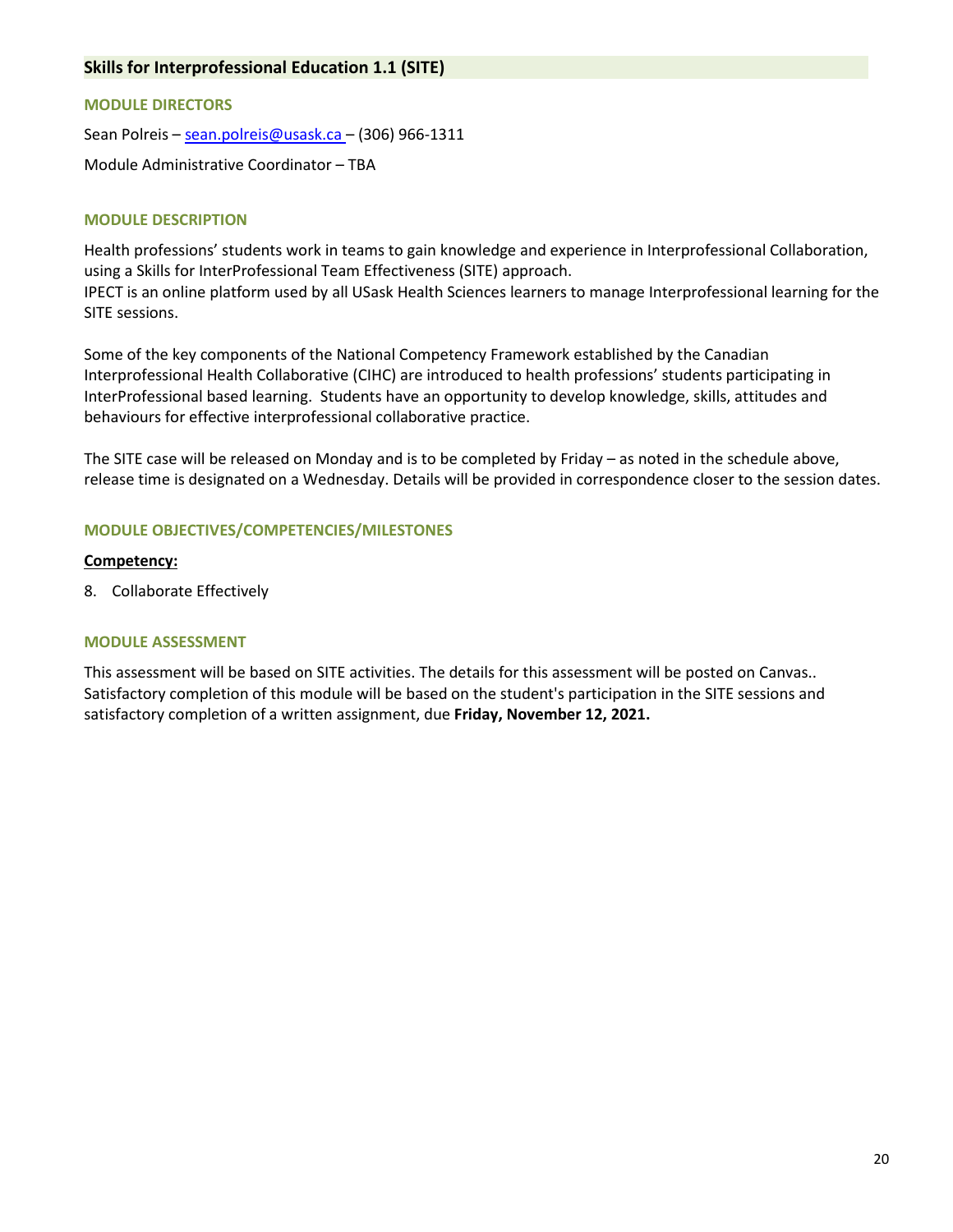## Skills for Interprofessional Education 1.1 (SITE)

### MODULE DIRECTORS

Sean Polreis – sean.polreis@usask.ca – (306) 966-1311

Module Administrative Coordinator – TBA

### MODULE DESCRIPTION

Health professions' students work in teams to gain knowledge and experience in Interprofessional Collaboration, using a Skills for InterProfessional Team Effectiveness (SITE) approach.
IPECT is an online platform used by all USask Health Sciences learners to manage Interprofessional learning for the SITE sessions.

Some of the key components of the National Competency Framework established by the Canadian Interprofessional Health Collaborative (CIHC) are introduced to health professions' students participating in InterProfessional based learning. Students have an opportunity to develop knowledge, skills, attitudes and behaviours for effective interprofessional collaborative practice.

The SITE case will be released on Monday and is to be completed by Friday – as noted in the schedule above, release time is designated on a Wednesday. Details will be provided in correspondence closer to the session dates.

### MODULE OBJECTIVES/COMPETENCIES/MILESTONES

**Competency:**

8. Collaborate Effectively

### MODULE ASSESSMENT

This assessment will be based on SITE activities. The details for this assessment will be posted on Canvas.. Satisfactory completion of this module will be based on the student's participation in the SITE sessions and satisfactory completion of a written assignment, due **Friday, November 12, 2021.**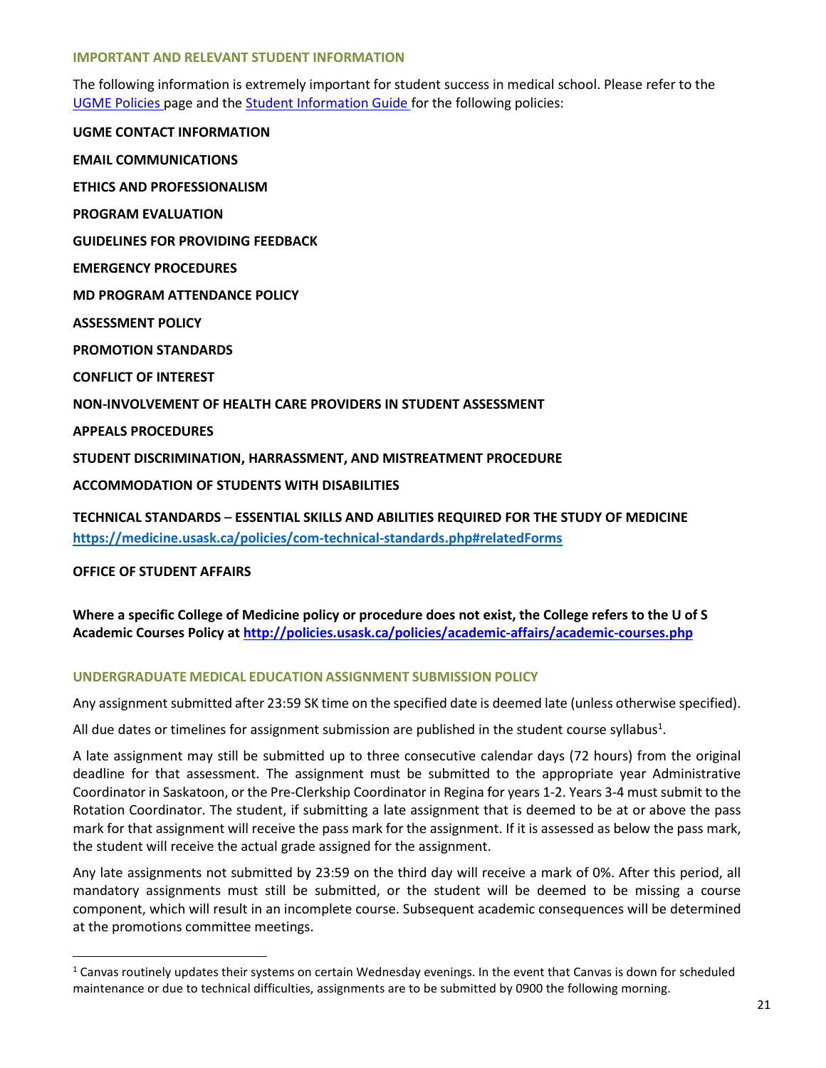## IMPORTANT AND RELEVANT STUDENT INFORMATION

The following information is extremely important for student success in medical school. Please refer to the [UGME Policies](#) page and the [Student Information Guide](#) for the following policies:

**UGME CONTACT INFORMATION**

**EMAIL COMMUNICATIONS**

**ETHICS AND PROFESSIONALISM**

**PROGRAM EVALUATION**

**GUIDELINES FOR PROVIDING FEEDBACK**

**EMERGENCY PROCEDURES**

**MD PROGRAM ATTENDANCE POLICY**

**ASSESSMENT POLICY**

**PROMOTION STANDARDS**

**CONFLICT OF INTEREST**

**NON-INVOLVEMENT OF HEALTH CARE PROVIDERS IN STUDENT ASSESSMENT**

**APPEALS PROCEDURES**

**STUDENT DISCRIMINATION, HARRASSMENT, AND MISTREATMENT PROCEDURE**

**ACCOMMODATION OF STUDENTS WITH DISABILITIES**

**TECHNICAL STANDARDS – ESSENTIAL SKILLS AND ABILITIES REQUIRED FOR THE STUDY OF MEDICINE**
**https://medicine.usask.ca/policies/com-technical-standards.php#relatedForms**

**OFFICE OF STUDENT AFFAIRS**

**Where a specific College of Medicine policy or procedure does not exist, the College refers to the U of S Academic Courses Policy at http://policies.usask.ca/policies/academic-affairs/academic-courses.php**

## UNDERGRADUATE MEDICAL EDUCATION ASSIGNMENT SUBMISSION POLICY

Any assignment submitted after 23:59 SK time on the specified date is deemed late (unless otherwise specified).

All due dates or timelines for assignment submission are published in the student course syllabus[1].

A late assignment may still be submitted up to three consecutive calendar days (72 hours) from the original deadline for that assessment. The assignment must be submitted to the appropriate year Administrative Coordinator in Saskatoon, or the Pre-Clerkship Coordinator in Regina for years 1-2. Years 3-4 must submit to the Rotation Coordinator. The student, if submitting a late assignment that is deemed to be at or above the pass mark for that assignment will receive the pass mark for the assignment. If it is assessed as below the pass mark, the student will receive the actual grade assigned for the assignment.

Any late assignments not submitted by 23:59 on the third day will receive a mark of 0%. After this period, all mandatory assignments must still be submitted, or the student will be deemed to be missing a course component, which will result in an incomplete course. Subsequent academic consequences will be determined at the promotions committee meetings.

---

[1] Canvas routinely updates their systems on certain Wednesday evenings. In the event that Canvas is down for scheduled maintenance or due to technical difficulties, assignments are to be submitted by 0900 the following morning.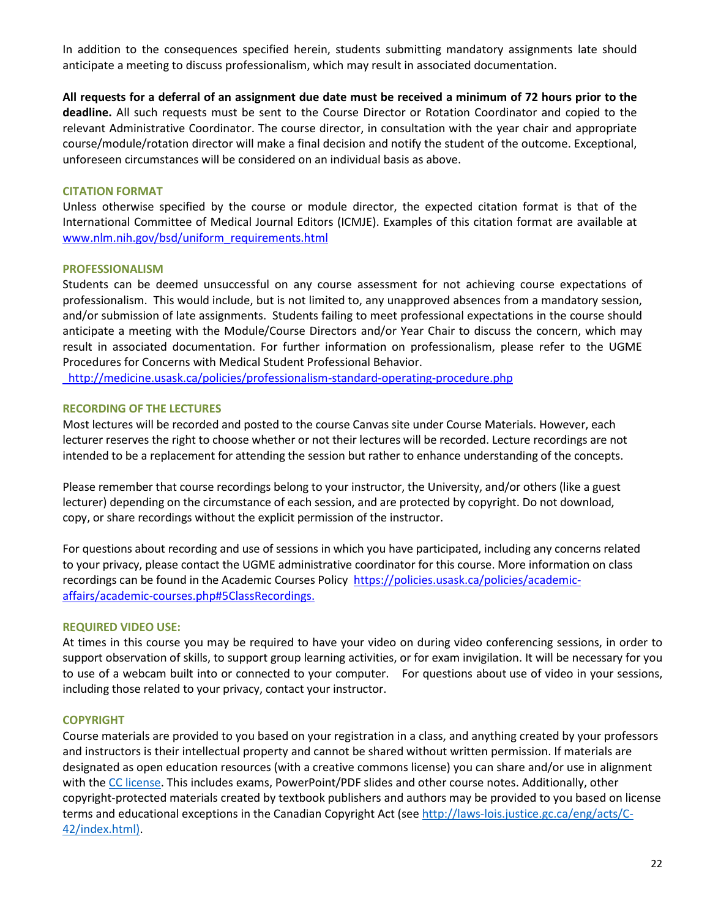In addition to the consequences specified herein, students submitting mandatory assignments late should anticipate a meeting to discuss professionalism, which may result in associated documentation.

**All requests for a deferral of an assignment due date must be received a minimum of 72 hours prior to the deadline.** All such requests must be sent to the Course Director or Rotation Coordinator and copied to the relevant Administrative Coordinator. The course director, in consultation with the year chair and appropriate course/module/rotation director will make a final decision and notify the student of the outcome. Exceptional, unforeseen circumstances will be considered on an individual basis as above.

### CITATION FORMAT

Unless otherwise specified by the course or module director, the expected citation format is that of the International Committee of Medical Journal Editors (ICMJE). Examples of this citation format are available at www.nlm.nih.gov/bsd/uniform_requirements.html

### PROFESSIONALISM

Students can be deemed unsuccessful on any course assessment for not achieving course expectations of professionalism. This would include, but is not limited to, any unapproved absences from a mandatory session, and/or submission of late assignments. Students failing to meet professional expectations in the course should anticipate a meeting with the Module/Course Directors and/or Year Chair to discuss the concern, which may result in associated documentation. For further information on professionalism, please refer to the UGME Procedures for Concerns with Medical Student Professional Behavior.
http://medicine.usask.ca/policies/professionalism-standard-operating-procedure.php

### RECORDING OF THE LECTURES

Most lectures will be recorded and posted to the course Canvas site under Course Materials. However, each lecturer reserves the right to choose whether or not their lectures will be recorded. Lecture recordings are not intended to be a replacement for attending the session but rather to enhance understanding of the concepts.

Please remember that course recordings belong to your instructor, the University, and/or others (like a guest lecturer) depending on the circumstance of each session, and are protected by copyright. Do not download, copy, or share recordings without the explicit permission of the instructor.

For questions about recording and use of sessions in which you have participated, including any concerns related to your privacy, please contact the UGME administrative coordinator for this course. More information on class recordings can be found in the Academic Courses Policy https://policies.usask.ca/policies/academic-affairs/academic-courses.php#5ClassRecordings.

### REQUIRED VIDEO USE:

At times in this course you may be required to have your video on during video conferencing sessions, in order to support observation of skills, to support group learning activities, or for exam invigilation. It will be necessary for you to use of a webcam built into or connected to your computer. For questions about use of video in your sessions, including those related to your privacy, contact your instructor.

### COPYRIGHT

Course materials are provided to you based on your registration in a class, and anything created by your professors and instructors is their intellectual property and cannot be shared without written permission. If materials are designated as open education resources (with a creative commons license) you can share and/or use in alignment with the CC license. This includes exams, PowerPoint/PDF slides and other course notes. Additionally, other copyright-protected materials created by textbook publishers and authors may be provided to you based on license terms and educational exceptions in the Canadian Copyright Act (see http://laws-lois.justice.gc.ca/eng/acts/C-42/index.html).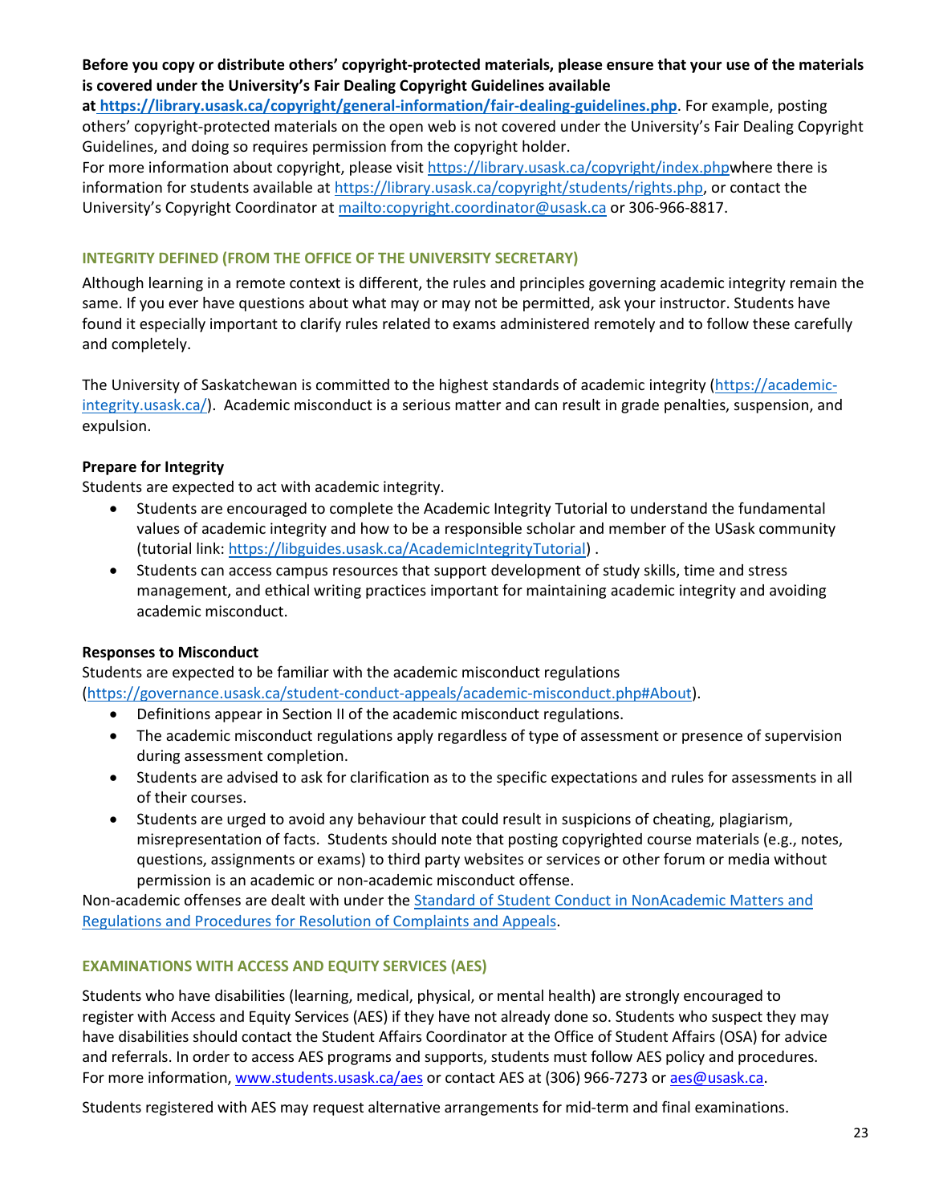**Before you copy or distribute others' copyright-protected materials, please ensure that your use of the materials is covered under the University's Fair Dealing Copyright Guidelines available at [https://library.usask.ca/copyright/general-information/fair-dealing-guidelines.php](https://library.usask.ca/copyright/general-information/fair-dealing-guidelines.php)**. For example, posting others' copyright-protected materials on the open web is not covered under the University's Fair Dealing Copyright Guidelines, and doing so requires permission from the copyright holder.
For more information about copyright, please visit [https://library.usask.ca/copyright/index.php](https://library.usask.ca/copyright/index.php)where there is information for students available at [https://library.usask.ca/copyright/students/rights.php](https://library.usask.ca/copyright/students/rights.php), or contact the University's Copyright Coordinator at [mailto:copyright.coordinator@usask.ca](mailto:copyright.coordinator@usask.ca) or 306-966-8817.

## INTEGRITY DEFINED (FROM THE OFFICE OF THE UNIVERSITY SECRETARY)

Although learning in a remote context is different, the rules and principles governing academic integrity remain the same. If you ever have questions about what may or may not be permitted, ask your instructor. Students have found it especially important to clarify rules related to exams administered remotely and to follow these carefully and completely.

The University of Saskatchewan is committed to the highest standards of academic integrity ([https://academic-integrity.usask.ca/](https://academic-integrity.usask.ca/)). Academic misconduct is a serious matter and can result in grade penalties, suspension, and expulsion.

**Prepare for Integrity**
Students are expected to act with academic integrity.

- Students are encouraged to complete the Academic Integrity Tutorial to understand the fundamental values of academic integrity and how to be a responsible scholar and member of the USask community (tutorial link: [https://libguides.usask.ca/AcademicIntegrityTutorial](https://libguides.usask.ca/AcademicIntegrityTutorial)) .
- Students can access campus resources that support development of study skills, time and stress management, and ethical writing practices important for maintaining academic integrity and avoiding academic misconduct.

**Responses to Misconduct**
Students are expected to be familiar with the academic misconduct regulations ([https://governance.usask.ca/student-conduct-appeals/academic-misconduct.php#About](https://governance.usask.ca/student-conduct-appeals/academic-misconduct.php#About)).

- Definitions appear in Section II of the academic misconduct regulations.
- The academic misconduct regulations apply regardless of type of assessment or presence of supervision during assessment completion.
- Students are advised to ask for clarification as to the specific expectations and rules for assessments in all of their courses.
- Students are urged to avoid any behaviour that could result in suspicions of cheating, plagiarism, misrepresentation of facts. Students should note that posting copyrighted course materials (e.g., notes, questions, assignments or exams) to third party websites or services or other forum or media without permission is an academic or non-academic misconduct offense.

Non-academic offenses are dealt with under the Standard of Student Conduct in NonAcademic Matters and Regulations and Procedures for Resolution of Complaints and Appeals.

## EXAMINATIONS WITH ACCESS AND EQUITY SERVICES (AES)

Students who have disabilities (learning, medical, physical, or mental health) are strongly encouraged to register with Access and Equity Services (AES) if they have not already done so. Students who suspect they may have disabilities should contact the Student Affairs Coordinator at the Office of Student Affairs (OSA) for advice and referrals. In order to access AES programs and supports, students must follow AES policy and procedures. For more information, [www.students.usask.ca/aes](www.students.usask.ca/aes) or contact AES at (306) 966-7273 or [aes@usask.ca](mailto:aes@usask.ca).

Students registered with AES may request alternative arrangements for mid-term and final examinations.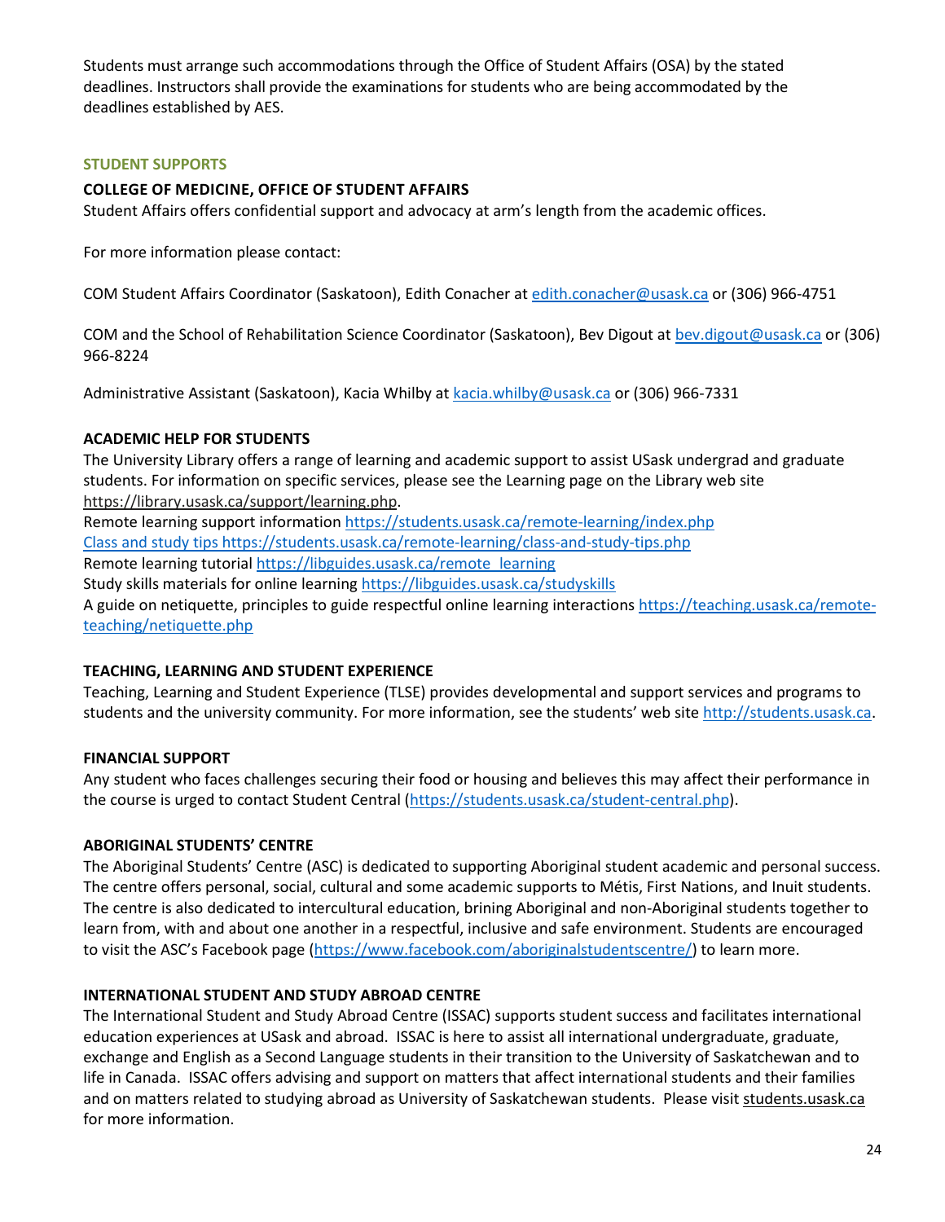Students must arrange such accommodations through the Office of Student Affairs (OSA) by the stated deadlines. Instructors shall provide the examinations for students who are being accommodated by the deadlines established by AES.

## STUDENT SUPPORTS

### COLLEGE OF MEDICINE, OFFICE OF STUDENT AFFAIRS

Student Affairs offers confidential support and advocacy at arm's length from the academic offices.

For more information please contact:

COM Student Affairs Coordinator (Saskatoon), Edith Conacher at edith.conacher@usask.ca or (306) 966-4751

COM and the School of Rehabilitation Science Coordinator (Saskatoon), Bev Digout at bev.digout@usask.ca or (306) 966-8224

Administrative Assistant (Saskatoon), Kacia Whilby at kacia.whilby@usask.ca or (306) 966-7331

### ACADEMIC HELP FOR STUDENTS

The University Library offers a range of learning and academic support to assist USask undergrad and graduate students. For information on specific services, please see the Learning page on the Library web site https://library.usask.ca/support/learning.php.
Remote learning support information https://students.usask.ca/remote-learning/index.php
Class and study tips https://students.usask.ca/remote-learning/class-and-study-tips.php
Remote learning tutorial https://libguides.usask.ca/remote_learning
Study skills materials for online learning https://libguides.usask.ca/studyskills
A guide on netiquette, principles to guide respectful online learning interactions https://teaching.usask.ca/remote-teaching/netiquette.php

### TEACHING, LEARNING AND STUDENT EXPERIENCE

Teaching, Learning and Student Experience (TLSE) provides developmental and support services and programs to students and the university community. For more information, see the students' web site http://students.usask.ca.

### FINANCIAL SUPPORT

Any student who faces challenges securing their food or housing and believes this may affect their performance in the course is urged to contact Student Central (https://students.usask.ca/student-central.php).

### ABORIGINAL STUDENTS' CENTRE

The Aboriginal Students' Centre (ASC) is dedicated to supporting Aboriginal student academic and personal success. The centre offers personal, social, cultural and some academic supports to Métis, First Nations, and Inuit students. The centre is also dedicated to intercultural education, brining Aboriginal and non-Aboriginal students together to learn from, with and about one another in a respectful, inclusive and safe environment. Students are encouraged to visit the ASC's Facebook page (https://www.facebook.com/aboriginalstudentscentre/) to learn more.

### INTERNATIONAL STUDENT AND STUDY ABROAD CENTRE

The International Student and Study Abroad Centre (ISSAC) supports student success and facilitates international education experiences at USask and abroad. ISSAC is here to assist all international undergraduate, graduate, exchange and English as a Second Language students in their transition to the University of Saskatchewan and to life in Canada. ISSAC offers advising and support on matters that affect international students and their families and on matters related to studying abroad as University of Saskatchewan students. Please visit students.usask.ca for more information.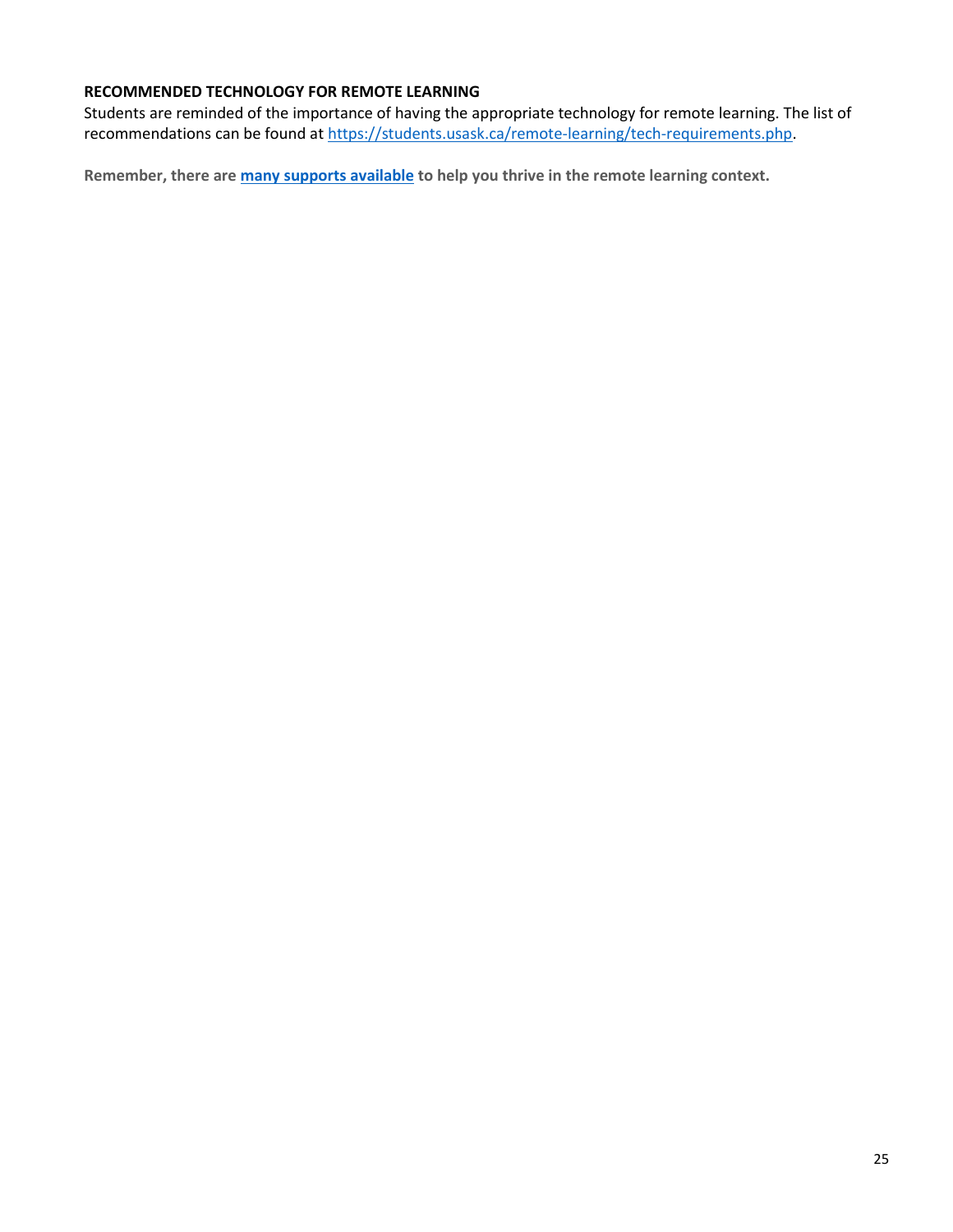**RECOMMENDED TECHNOLOGY FOR REMOTE LEARNING**

Students are reminded of the importance of having the appropriate technology for remote learning. The list of recommendations can be found at https://students.usask.ca/remote-learning/tech-requirements.php.

**Remember, there are many supports available to help you thrive in the remote learning context.**